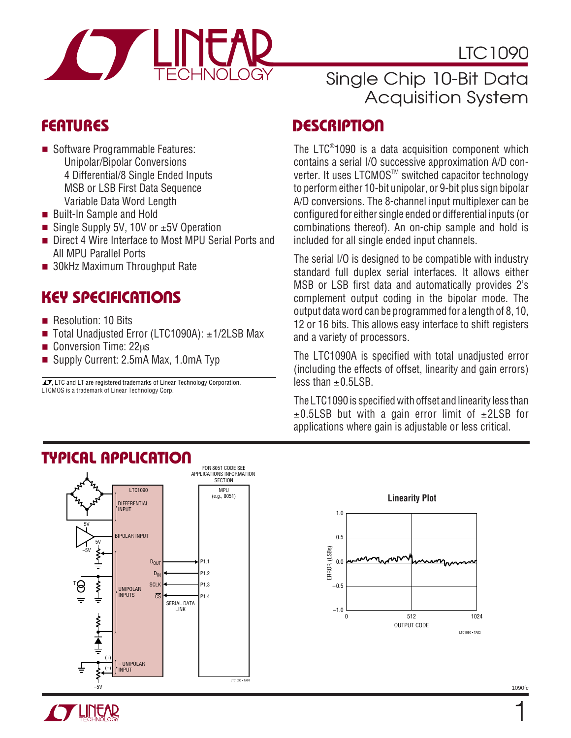# LTC1090

## Single Chip 10-Bit Data Acquisition System

## FEATURES

- Software Programmable Features:
  - Unipolar/Bipolar Conversions
  - 4 Differential/8 Single Ended Inputs
  - MSB or LSB First Data Sequence
  - Variable Data Word Length
- Built-In Sample and Hold
- Single Supply 5V, 10V or ±5V Operation
- Direct 4 Wire Interface to Most MPU Serial Ports and All MPU Parallel Ports
- 30kHz Maximum Throughput Rate

## KEY SPECIFICATIONS

- Resolution: 10 Bits
- Total Unadjusted Error (LTC1090A): ±1/2LSB Max
- Conversion Time: 22μs
- Supply Current: 2.5mA Max, 1.0mA Typ

LT, LTC and LT are registered trademarks of Linear Technology Corporation. LTCMOS is a trademark of Linear Technology Corp.

## DESCRIPTION

The LTC®1090 is a data acquisition component which contains a serial I/O successive approximation A/D converter. It uses LTCMOS™ switched capacitor technology to perform either 10-bit unipolar, or 9-bit plus sign bipolar A/D conversions. The 8-channel input multiplexer can be configured for either single ended or differential inputs (or combinations thereof). An on-chip sample and hold is included for all single ended input channels.

The serial I/O is designed to be compatible with industry standard full duplex serial interfaces. It allows either MSB or LSB first data and automatically provides 2's complement output coding in the bipolar mode. The output data word can be programmed for a length of 8, 10, 12 or 16 bits. This allows easy interface to shift registers and a variety of processors.

The LTC1090A is specified with total unadjusted error (including the effects of offset, linearity and gain errors) less than ±0.5LSB.

The LTC1090 is specified with offset and linearity less than ±0.5LSB but with a gain error limit of ±2LSB for applications where gain is adjustable or less critical.

## TYPICAL APPLICATION

FOR 8051 CODE SEE APPLICATIONS INFORMATION SECTION

LTC1090: DIFFERENTIAL INPUT, BIPOLAR INPUT, UNIPOLAR INPUTS, – UNIPOLAR INPUT; $D_{OUT}$ → P1.1, $D_{IN}$ ← P1.2, SCLK ← P1.3, $\overline{CS}$ ← P1.4; MPU (e.g., 8051); SERIAL DATA LINK

**Linearity Plot**

ERROR (LSBs) vs OUTPUT CODE (0 to 1024)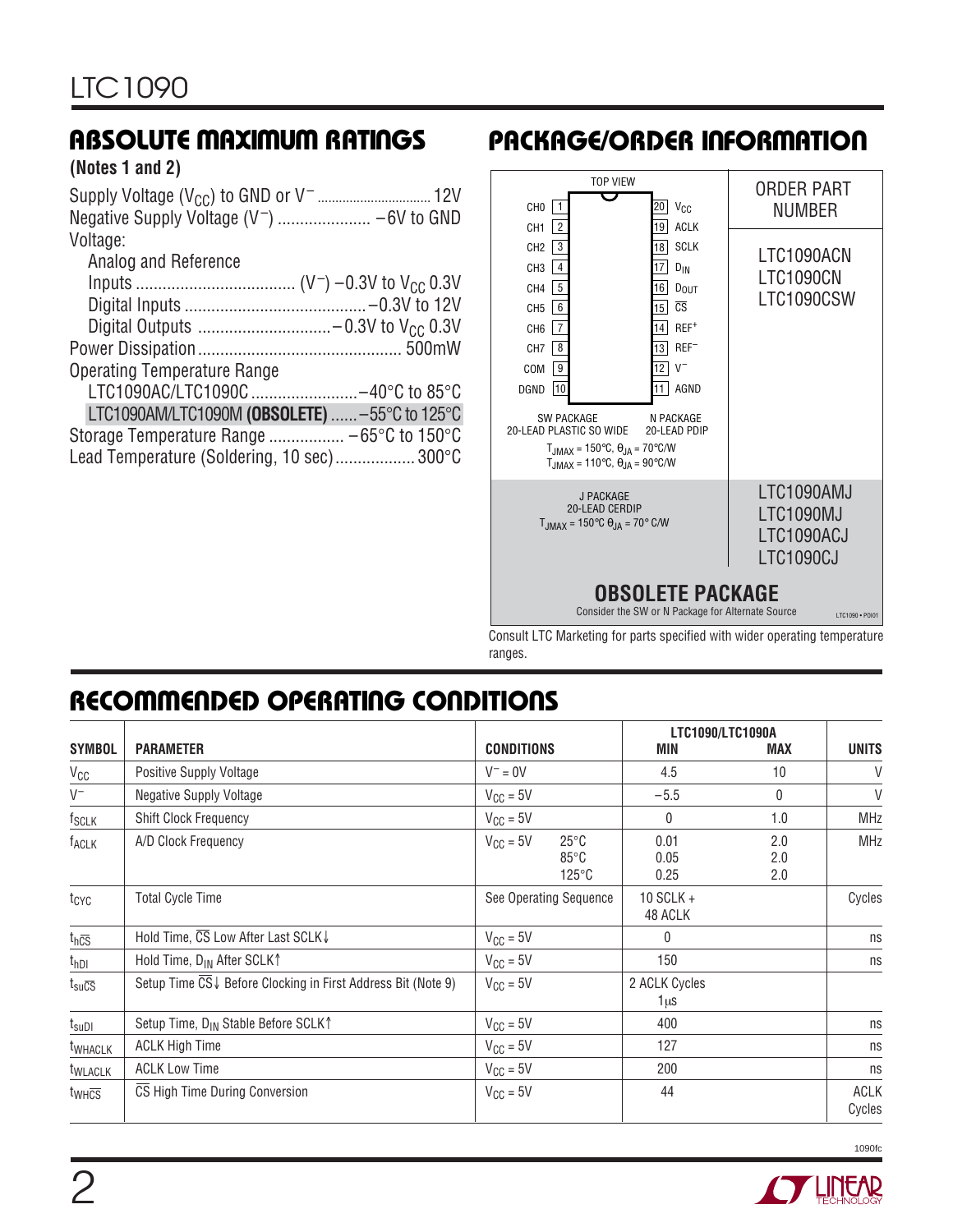## ABSOLUTE MAXIMUM RATINGS

**(Notes 1 and 2)**

Supply Voltage ($V_{CC}$) to GND or $V^-$ .................. 12V
Negative Supply Voltage ($V^-$) .................... –6V to GND
Voltage:
- Analog and Reference Inputs .................. ($V^-$) –0.3V to $V_{CC}$ 0.3V
- Digital Inputs .................. –0.3V to 12V
- Digital Outputs .................. –0.3V to $V_{CC}$ 0.3V

Power Dissipation .................. 500mW
Operating Temperature Range
- LTC1090AC/LTC1090C .................. –40°C to 85°C
- LTC1090AM/LTC1090M **(OBSOLETE)** ...... –55°C to 125°C

Storage Temperature Range .................. –65°C to 150°C
Lead Temperature (Soldering, 10 sec) .................. 300°C

## PACKAGE/ORDER INFORMATION

TOP VIEW

| Pin | Name | Pin | Name |
|---|---|---|---|
| 1 | CH0 | 20 | $V_{CC}$ |
| 2 | CH1 | 19 | ACLK |
| 3 | CH2 | 18 | SCLK |
| 4 | CH3 | 17 | $D_{IN}$ |
| 5 | CH4 | 16 | $D_{OUT}$ |
| 6 | CH5 | 15 | $\overline{CS}$ |
| 7 | CH6 | 14 | $REF^+$ |
| 8 | CH7 | 13 | $REF^-$ |
| 9 | COM | 12 | $V^-$ |
| 10 | DGND | 11 | AGND |

SW PACKAGE 20-LEAD PLASTIC SO WIDE; N PACKAGE 20-LEAD PDIP

$T_{JMAX}$ = 150°C, $\theta_{JA}$ = 70°C/W
$T_{JMAX}$ = 110°C, $\theta_{JA}$ = 90°C/W

ORDER PART NUMBER: LTC1090ACN, LTC1090CN, LTC1090CSW

J PACKAGE 20-LEAD CERDIP
$T_{JMAX}$ = 150°C $\theta_{JA}$ = 70° C/W

LTC1090AMJ, LTC1090MJ, LTC1090ACJ, LTC1090CJ

**OBSOLETE PACKAGE**
Consider the SW or N Package for Alternate Source

Consult LTC Marketing for parts specified with wider operating temperature ranges.

## RECOMMENDED OPERATING CONDITIONS

| SYMBOL | PARAMETER | CONDITIONS | | LTC1090/LTC1090A MIN | MAX | UNITS |
|---|---|---|---|---|---|---|
| $V_{CC}$ | Positive Supply Voltage | $V^-$ = 0V | | 4.5 | 10 | V |
| $V^-$ | Negative Supply Voltage | $V_{CC}$ = 5V | | –5.5 | 0 | V |
| $f_{SCLK}$ | Shift Clock Frequency | $V_{CC}$ = 5V | | 0 | 1.0 | MHz |
| $f_{ACLK}$ | A/D Clock Frequency | $V_{CC}$ = 5V | 25°C<br>85°C<br>125°C | 0.01<br>0.05<br>0.25 | 2.0<br>2.0<br>2.0 | MHz |
| $t_{CYC}$ | Total Cycle Time | See Operating Sequence | | 10 SCLK + 48 ACLK | | Cycles |
| $t_{h\overline{CS}}$ | Hold Time, $\overline{CS}$ Low After Last SCLK↓ | $V_{CC}$ = 5V | | 0 | | ns |
| $t_{hDI}$ | Hold Time, $D_{IN}$ After SCLK↑ | $V_{CC}$ = 5V | | 150 | | ns |
| $t_{su\overline{CS}}$ | Setup Time $\overline{CS}$↓ Before Clocking in First Address Bit (Note 9) | $V_{CC}$ = 5V | | 2 ACLK Cycles 1μs | | |
| $t_{suDI}$ | Setup Time, $D_{IN}$ Stable Before SCLK↑ | $V_{CC}$ = 5V | | 400 | | ns |
| $t_{WHACLK}$ | ACLK High Time | $V_{CC}$ = 5V | | 127 | | ns |
| $t_{WLACLK}$ | ACLK Low Time | $V_{CC}$ = 5V | | 200 | | ns |
| $t_{WH\overline{CS}}$ | $\overline{CS}$ High Time During Conversion | $V_{CC}$ = 5V | | 44 | | ACLK Cycles |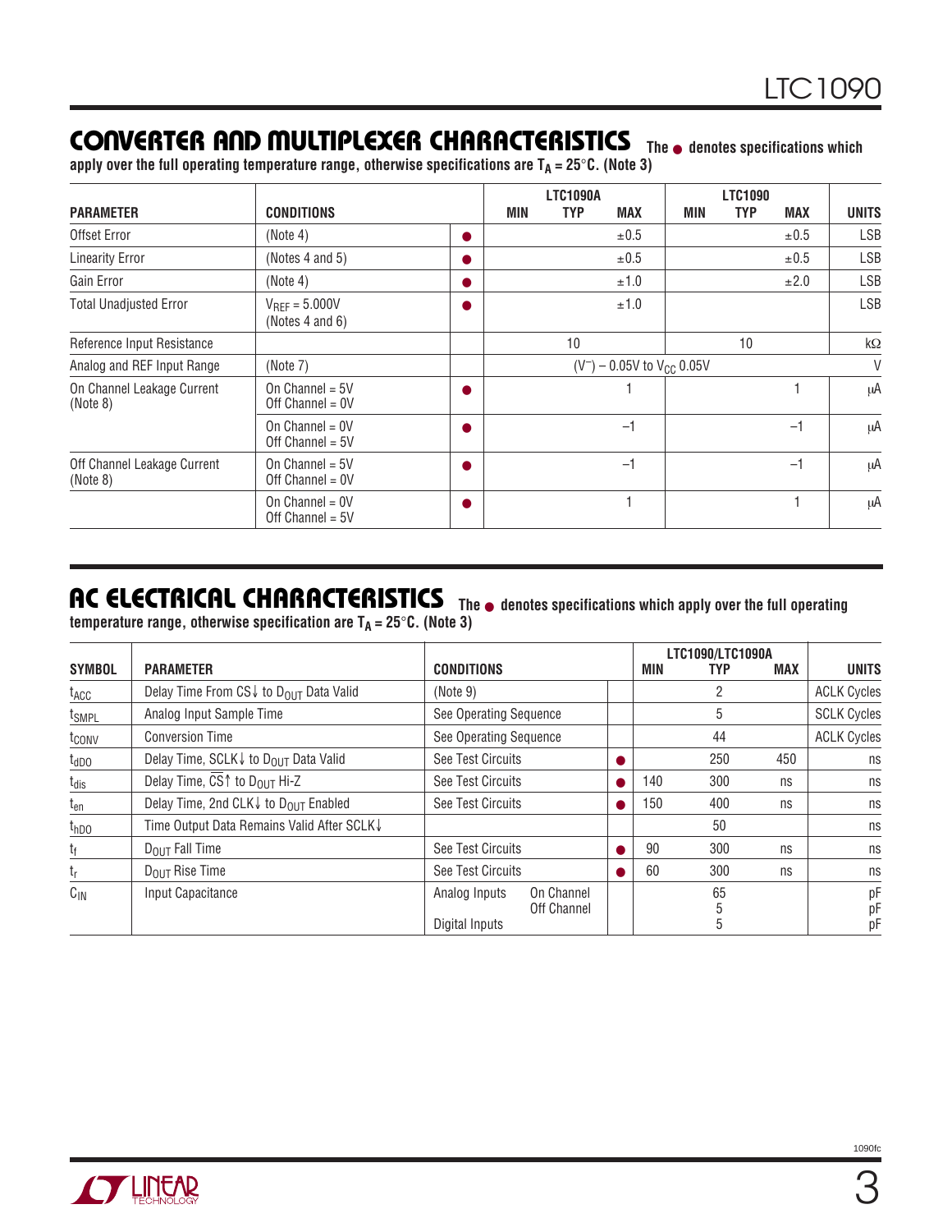## CONVERTER AND MULTIPLEXER CHARACTERISTICS

The ● denotes specifications which apply over the full operating temperature range, otherwise specifications are $T_A = 25°C$. (Note 3)

| PARAMETER | CONDITIONS | | LTC1090A MIN | LTC1090A TYP | LTC1090A MAX | LTC1090 MIN | LTC1090 TYP | LTC1090 MAX | UNITS |
|---|---|---|---|---|---|---|---|---|---|
| Offset Error | (Note 4) | ● | | | ±0.5 | | | ±0.5 | LSB |
| Linearity Error | (Notes 4 and 5) | ● | | | ±0.5 | | | ±0.5 | LSB |
| Gain Error | (Note 4) | ● | | | ±1.0 | | | ±2.0 | LSB |
| Total Unadjusted Error | $V_{REF}$ = 5.000V (Notes 4 and 6) | ● | | | ±1.0 | | | | LSB |
| Reference Input Resistance | | | | 10 | | | 10 | | kΩ |
| Analog and REF Input Range | (Note 7) | | | $(V^-)$ – 0.05V to $V_{CC}$ 0.05V | | | | | V |
| On Channel Leakage Current (Note 8) | On Channel = 5V Off Channel = 0V | ● | | | 1 | | | 1 | μA |
| | On Channel = 0V Off Channel = 5V | ● | | | –1 | | | –1 | μA |
| Off Channel Leakage Current (Note 8) | On Channel = 5V Off Channel = 0V | ● | | | –1 | | | –1 | μA |
| | On Channel = 0V Off Channel = 5V | ● | | | 1 | | | 1 | μA |

## AC ELECTRICAL CHARACTERISTICS

The ● denotes specifications which apply over the full operating temperature range, otherwise specification are $T_A = 25°C$. (Note 3)

| SYMBOL | PARAMETER | CONDITIONS | | LTC1090/LTC1090A MIN | LTC1090/LTC1090A TYP | LTC1090/LTC1090A MAX | UNITS |
|---|---|---|---|---|---|---|---|
| $t_{ACC}$ | Delay Time From CS↓ to $D_{OUT}$ Data Valid | (Note 9) | | | 2 | | ACLK Cycles |
| $t_{SMPL}$ | Analog Input Sample Time | See Operating Sequence | | | 5 | | SCLK Cycles |
| $t_{CONV}$ | Conversion Time | See Operating Sequence | | | 44 | | ACLK Cycles |
| $t_{dDO}$ | Delay Time, SCLK↓ to $D_{OUT}$ Data Valid | See Test Circuits | ● | | 250 | 450 | ns |
| $t_{dis}$ | Delay Time, $\overline{CS}$↑ to $D_{OUT}$ Hi-Z | See Test Circuits | ● | 140 | 300 | ns | ns |
| $t_{en}$ | Delay Time, 2nd CLK↓ to $D_{OUT}$ Enabled | See Test Circuits | ● | 150 | 400 | ns | ns |
| $t_{hDO}$ | Time Output Data Remains Valid After SCLK↓ | | | | 50 | | ns |
| $t_f$ | $D_{OUT}$ Fall Time | See Test Circuits | ● | 90 | 300 | ns | ns |
| $t_r$ | $D_{OUT}$ Rise Time | See Test Circuits | ● | 60 | 300 | ns | ns |
| $C_{IN}$ | Input Capacitance | Analog Inputs On Channel<br>Off Channel<br>Digital Inputs | | | 65<br>5<br>5 | | pF<br>pF<br>pF |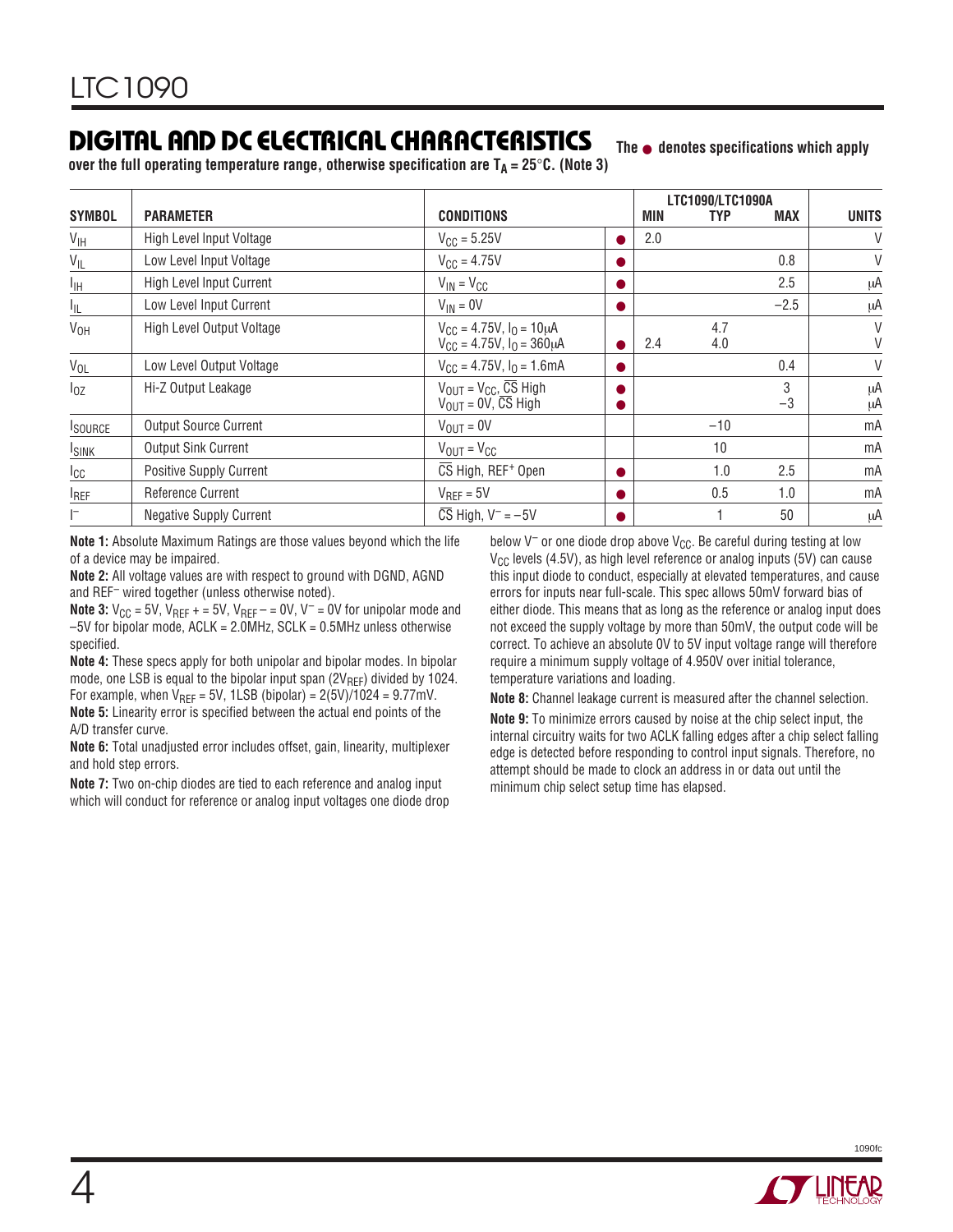## DIGITAL AND DC ELECTRICAL CHARACTERISTICS

The ● denotes specifications which apply over the full operating temperature range, otherwise specification are $T_A = 25°C$. (Note 3)

| SYMBOL | PARAMETER | CONDITIONS | | LTC1090/LTC1090A MIN | TYP | MAX | UNITS |
|---|---|---|---|---|---|---|---|
| $V_{IH}$ | High Level Input Voltage | $V_{CC} = 5.25V$ | ● | 2.0 | | | V |
| $V_{IL}$ | Low Level Input Voltage | $V_{CC} = 4.75V$ | ● | | | 0.8 | V |
| $I_{IH}$ | High Level Input Current | $V_{IN} = V_{CC}$ | ● | | | 2.5 | μA |
| $I_{IL}$ | Low Level Input Current | $V_{IN} = 0V$ | ● | | | −2.5 | μA |
| $V_{OH}$ | High Level Output Voltage | $V_{CC} = 4.75V$, $I_O = 10μA$<br>$V_{CC} = 4.75V$, $I_O = 360μA$ | ● | <br>2.4 | 4.7<br>4.0 | | V<br>V |
| $V_{OL}$ | Low Level Output Voltage | $V_{CC} = 4.75V$, $I_O = 1.6mA$ | ● | | | 0.4 | V |
| $I_{OZ}$ | Hi-Z Output Leakage | $V_{OUT} = V_{CC}$, $\overline{CS}$ High<br>$V_{OUT} = 0V$, $\overline{CS}$ High | ●<br>● | | | 3<br>−3 | μA<br>μA |
| $I_{SOURCE}$ | Output Source Current | $V_{OUT} = 0V$ | | | −10 | | mA |
| $I_{SINK}$ | Output Sink Current | $V_{OUT} = V_{CC}$ | | | 10 | | mA |
| $I_{CC}$ | Positive Supply Current | $\overline{CS}$ High, REF⁺ Open | ● | | 1.0 | 2.5 | mA |
| $I_{REF}$ | Reference Current | $V_{REF} = 5V$ | ● | | 0.5 | 1.0 | mA |
| $I^-$ | Negative Supply Current | $\overline{CS}$ High, $V^- = -5V$ | ● | | 1 | 50 | μA |

**Note 1:** Absolute Maximum Ratings are those values beyond which the life of a device may be impaired.

**Note 2:** All voltage values are with respect to ground with DGND, AGND and REF⁻ wired together (unless otherwise noted).

**Note 3:** $V_{CC} = 5V$, $V_{REF}+ = 5V$, $V_{REF}- = 0V$, $V^- = 0V$ for unipolar mode and –5V for bipolar mode, ACLK = 2.0MHz, SCLK = 0.5MHz unless otherwise specified.

**Note 4:** These specs apply for both unipolar and bipolar modes. In bipolar mode, one LSB is equal to the bipolar input span ($2V_{REF}$) divided by 1024. For example, when $V_{REF} = 5V$, 1LSB (bipolar) = 2(5V)/1024 = 9.77mV.

**Note 5:** Linearity error is specified between the actual end points of the A/D transfer curve.

**Note 6:** Total unadjusted error includes offset, gain, linearity, multiplexer and hold step errors.

**Note 7:** Two on-chip diodes are tied to each reference and analog input which will conduct for reference or analog input voltages one diode drop below $V^-$ or one diode drop above $V_{CC}$. Be careful during testing at low $V_{CC}$ levels (4.5V), as high level reference or analog inputs (5V) can cause this input diode to conduct, especially at elevated temperatures, and cause errors for inputs near full-scale. This spec allows 50mV forward bias of either diode. This means that as long as the reference or analog input does not exceed the supply voltage by more than 50mV, the output code will be correct. To achieve an absolute 0V to 5V input voltage range will therefore require a minimum supply voltage of 4.950V over initial tolerance, temperature variations and loading.

**Note 8:** Channel leakage current is measured after the channel selection.

**Note 9:** To minimize errors caused by noise at the chip select input, the internal circuitry waits for two ACLK falling edges after a chip select falling edge is detected before responding to control input signals. Therefore, no attempt should be made to clock an address in or data out until the minimum chip select setup time has elapsed.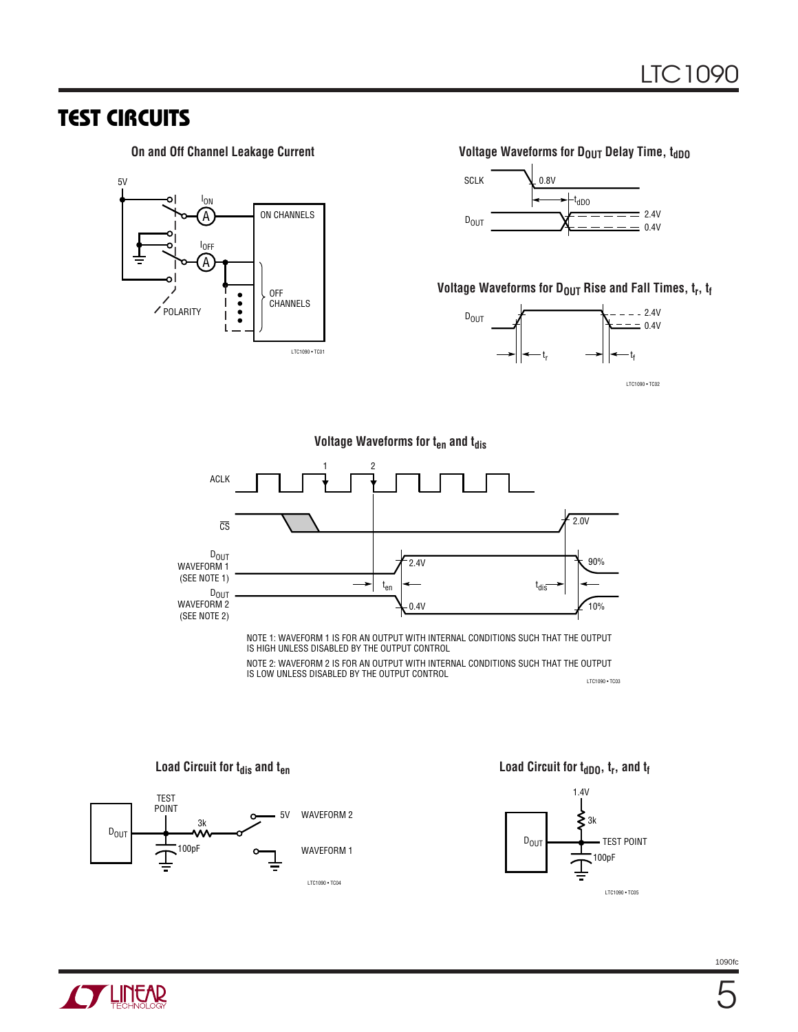## TEST CIRCUITS

**On and Off Channel Leakage Current**

5V

$I_{ON}$

$I_{OFF}$

ON CHANNELS

OFF CHANNELS

POLARITY

LTC1090 • TC01

**Voltage Waveforms for $D_{OUT}$ Delay Time, $t_{dDO}$**

SCLK

0.8V

$t_{dDO}$

$D_{OUT}$

2.4V

0.4V

**Voltage Waveforms for $D_{OUT}$ Rise and Fall Times, $t_r$, $t_f$**

$D_{OUT}$

2.4V

0.4V

$t_r$

$t_f$

LTC1090 • TC02

**Voltage Waveforms for $t_{en}$ and $t_{dis}$**

ACLK

1

2

$\overline{CS}$

2.0V

$D_{OUT}$ WAVEFORM 1 (SEE NOTE 1)

2.4V

90%

$t_{en}$

$t_{dis}$

$D_{OUT}$ WAVEFORM 2 (SEE NOTE 2)

0.4V

10%

NOTE 1: WAVEFORM 1 IS FOR AN OUTPUT WITH INTERNAL CONDITIONS SUCH THAT THE OUTPUT IS HIGH UNLESS DISABLED BY THE OUTPUT CONTROL

NOTE 2: WAVEFORM 2 IS FOR AN OUTPUT WITH INTERNAL CONDITIONS SUCH THAT THE OUTPUT IS LOW UNLESS DISABLED BY THE OUTPUT CONTROL

LTC1090 • TC03

**Load Circuit for $t_{dis}$ and $t_{en}$**

$D_{OUT}$

TEST POINT

3k

100pF

5V

WAVEFORM 2

WAVEFORM 1

LTC1090 • TC04

**Load Circuit for $t_{dDO}$, $t_r$, and $t_f$**

1.4V

3k

$D_{OUT}$

TEST POINT

100pF

LTC1090 • TC05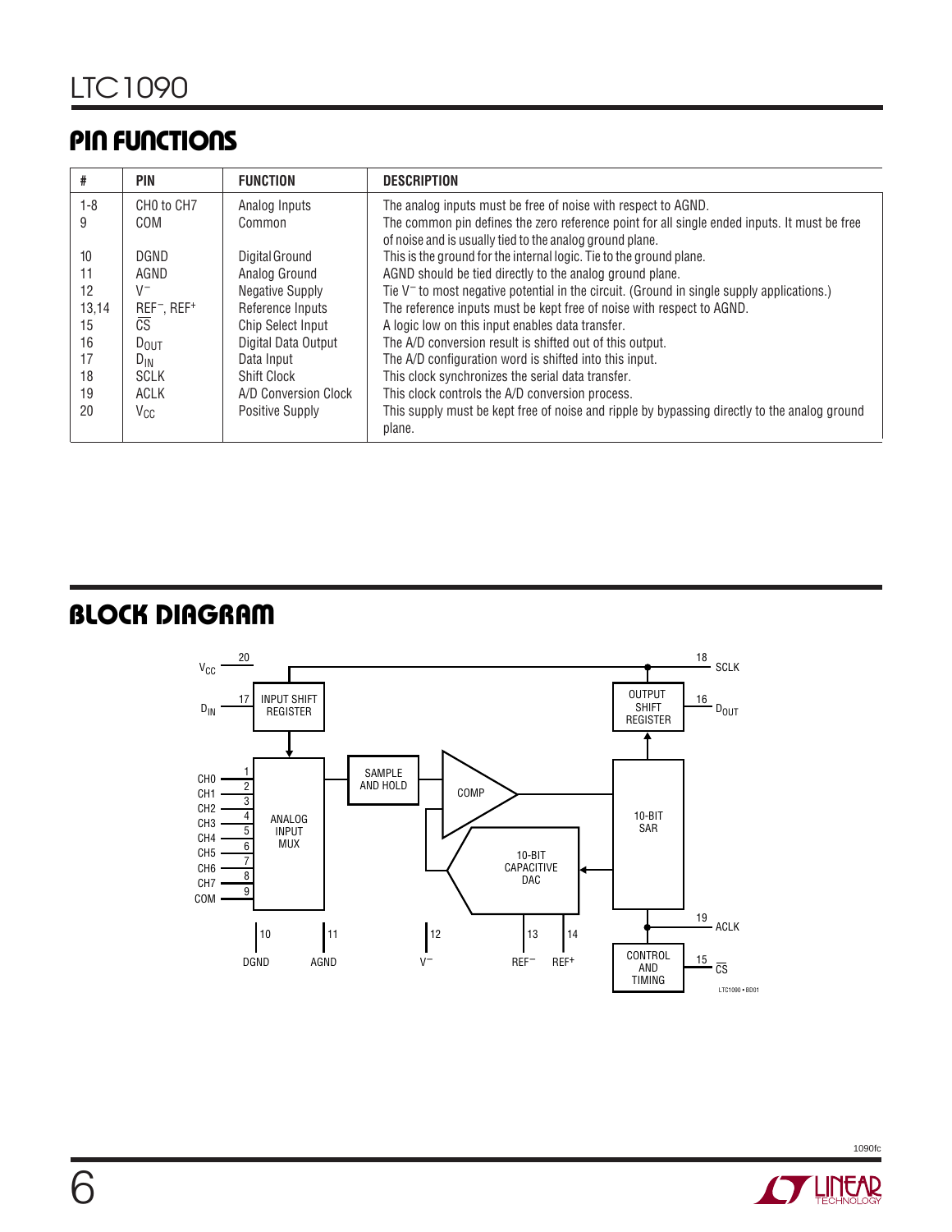## PIN FUNCTIONS

| # | PIN | FUNCTION | DESCRIPTION |
|---|---|---|---|
| 1-8 | CH0 to CH7 | Analog Inputs | The analog inputs must be free of noise with respect to AGND. |
| 9 | COM | Common | The common pin defines the zero reference point for all single ended inputs. It must be free of noise and is usually tied to the analog ground plane. |
| 10 | DGND | Digital Ground | This is the ground for the internal logic. Tie to the ground plane. |
| 11 | AGND | Analog Ground | AGND should be tied directly to the analog ground plane. |
| 12 | $V^-$ | Negative Supply | Tie $V^-$ to most negative potential in the circuit. (Ground in single supply applications.) |
| 13,14 | $REF^-$, $REF^+$ | Reference Inputs | The reference inputs must be kept free of noise with respect to AGND. |
| 15 | $\overline{CS}$ | Chip Select Input | A logic low on this input enables data transfer. |
| 16 | $D_{OUT}$ | Digital Data Output | The A/D conversion result is shifted out of this output. |
| 17 | $D_{IN}$ | Data Input | The A/D configuration word is shifted into this input. |
| 18 | SCLK | Shift Clock | This clock synchronizes the serial data transfer. |
| 19 | ACLK | A/D Conversion Clock | This clock controls the A/D conversion process. |
| 20 | $V_{CC}$ | Positive Supply | This supply must be kept free of noise and ripple by bypassing directly to the analog ground plane. |

## BLOCK DIAGRAM

LTC1090 • BD01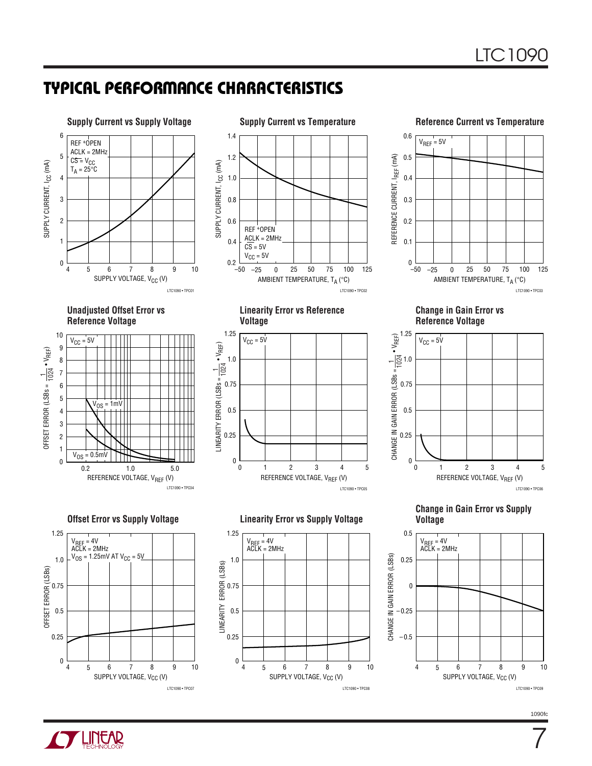## TYPICAL PERFORMANCE CHARACTERISTICS

**Supply Current vs Supply Voltage**

REF⁺OPEN
ACLK = 2MHz
$\overline{CS}$ = $V_{CC}$
$T_A$ = 25°C

SUPPLY CURRENT, $I_{CC}$ (mA)

SUPPLY VOLTAGE, $V_{CC}$ (V)

LTC1090 • TPC01

**Supply Current vs Temperature**

REF⁺OPEN
ACLK = 2MHz
$\overline{CS}$ = 5V
$V_{CC}$ = 5V

SUPPLY CURRENT, $I_{CC}$ (mA)

AMBIENT TEMPERATURE, $T_A$ (°C)

LTC1090 • TPC02

**Reference Current vs Temperature**

$V_{REF}$ = 5V

REFERENCE CURRENT, $I_{REF}$ (mA)

AMBIENT TEMPERATURE, $T_A$ (°C)

LTC1090 • TPC03

**Unadjusted Offset Error vs Reference Voltage**

$V_{CC}$ = 5V
$V_{OS}$ = 1mV
$V_{OS}$ = 0.5mV

OFFSET ERROR (LSBs = $\frac{1}{1024} \bullet V_{REF}$)

REFERENCE VOLTAGE, $V_{REF}$ (V)

LTC1090 • TPC04

**Linearity Error vs Reference Voltage**

$V_{CC}$ = 5V

LINEARITY ERROR (LSBs = $\frac{1}{1024} \bullet V_{REF}$)

REFERENCE VOLTAGE, $V_{REF}$ (V)

LTC1090 • TPC05

**Change in Gain Error vs Reference Voltage**

$V_{CC}$ = 5V

CHANGE IN GAIN ERROR (LSBs = $\frac{1}{1024} \bullet V_{REF}$)

REFERENCE VOLTAGE, $V_{REF}$ (V)

LTC1090 • TPC06

**Offset Error vs Supply Voltage**

$V_{REF}$ = 4V
ACLK = 2MHz
$V_{OS}$ = 1.25mV AT $V_{CC}$ = 5V

OFFSET ERROR (LSBs)

SUPPLY VOLTAGE, $V_{CC}$ (V)

LTC1090 • TPC07

**Linearity Error vs Supply Voltage**

$V_{REF}$ = 4V
ACLK = 2MHz

LINEARITY ERROR (LSBs)

SUPPLY VOLTAGE, $V_{CC}$ (V)

LTC1090 • TPC08

**Change in Gain Error vs Supply Voltage**

$V_{REF}$ = 4V
ACLK = 2MHz

CHANGE IN GAIN ERROR (LSBs)

SUPPLY VOLTAGE, $V_{CC}$ (V)

LTC1090 • TPC09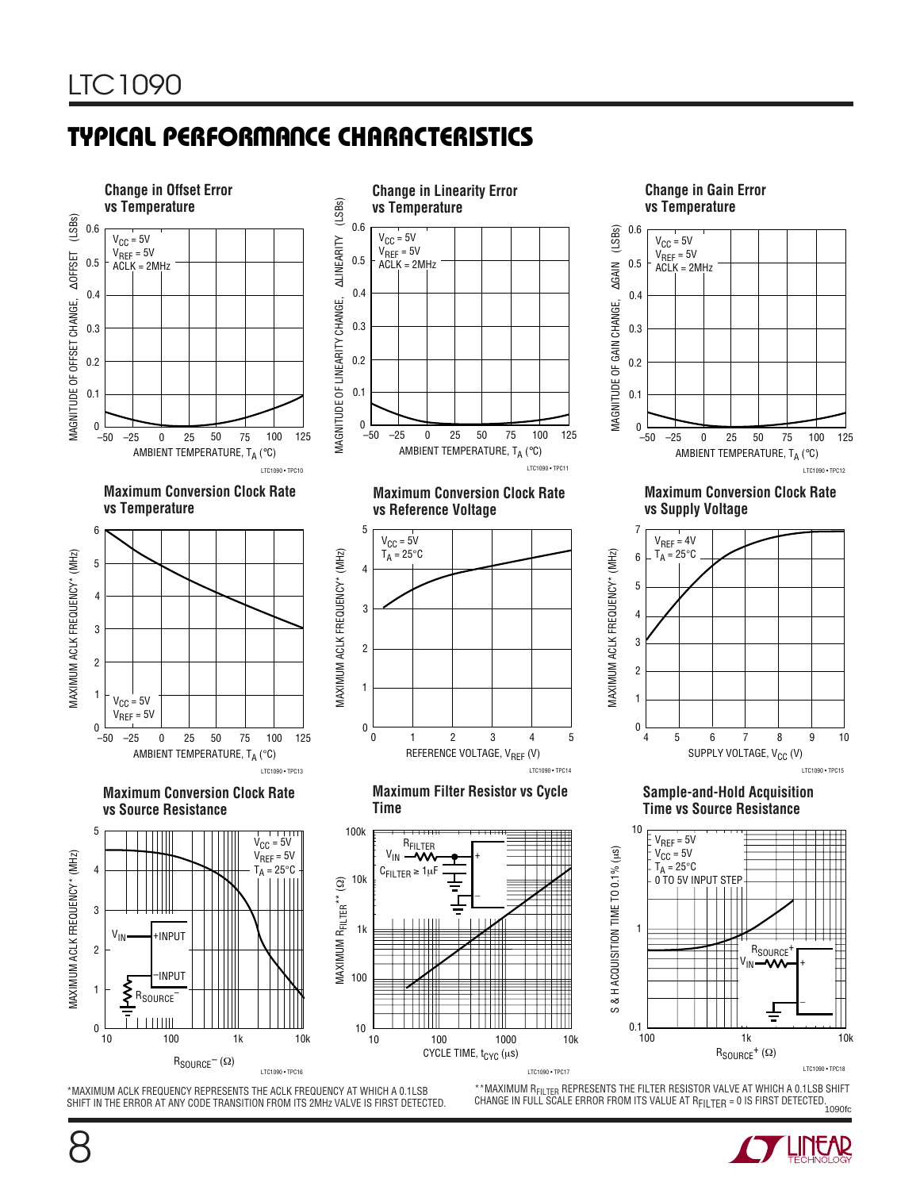## TYPICAL PERFORMANCE CHARACTERISTICS

**Change in Offset Error vs Temperature**

$V_{CC}$ = 5V
$V_{REF}$ = 5V
ACLK = 2MHz

MAGNITUDE OF OFFSET CHANGE, ΔOFFSET (LSBs)

AMBIENT TEMPERATURE, $T_A$ (°C)

LTC1090 • TPC10

**Change in Linearity Error vs Temperature**

$V_{CC}$ = 5V
$V_{REF}$ = 5V
ACLK = 2MHz

MAGNITUDE OF LINEARITY CHANGE, ΔLINEARITY (LSBs)

AMBIENT TEMPERATURE, $T_A$ (°C)

LTC1090 • TPC11

**Change in Gain Error vs Temperature**

$V_{CC}$ = 5V
$V_{REF}$ = 5V
ACLK = 2MHz

MAGNITUDE OF GAIN CHANGE, ΔGAIN (LSBs)

AMBIENT TEMPERATURE, $T_A$ (°C)

LTC1090 • TPC12

**Maximum Conversion Clock Rate vs Temperature**

$V_{CC}$ = 5V
$V_{REF}$ = 5V

MAXIMUM ACLK FREQUENCY* (MHz)

AMBIENT TEMPERATURE, $T_A$ (°C)

LTC1090 • TPC13

**Maximum Conversion Clock Rate vs Reference Voltage**

$V_{CC}$ = 5V
$T_A$ = 25°C

MAXIMUM ACLK FREQUENCY* (MHz)

REFERENCE VOLTAGE, $V_{REF}$ (V)

LTC1090 • TPC14

**Maximum Conversion Clock Rate vs Supply Voltage**

$V_{REF}$ = 4V
$T_A$ = 25°C

MAXIMUM ACLK FREQUENCY* (MHz)

SUPPLY VOLTAGE, $V_{CC}$ (V)

LTC1090 • TPC15

**Maximum Conversion Clock Rate vs Source Resistance**

$V_{CC}$ = 5V
$V_{REF}$ = 5V
$T_A$ = 25°C

$V_{IN}$, +INPUT, –INPUT, $R_{SOURCE}^–$

MAXIMUM ACLK FREQUENCY* (MHz)

$R_{SOURCE}^–$ (Ω)

LTC1090 • TPC16

**Maximum Filter Resistor vs Cycle Time**

$V_{IN}$, $R_{FILTER}$, $C_{FILTER}$ ≥ 1µF

MAXIMUM $R_{FILTER}$** (Ω)

CYCLE TIME, $t_{CYC}$ (µs)

LTC1090 • TPC17

**Sample-and-Hold Acquisition Time vs Source Resistance**

$V_{REF}$ = 5V
$V_{CC}$ = 5V
$T_A$ = 25°C
0 TO 5V INPUT STEP

$V_{IN}$, $R_{SOURCE}^+$

S & H ACQUISITION TIME TO 0.1% (µs)

$R_{SOURCE}^+$ (Ω)

LTC1090 • TPC18

*MAXIMUM ACLK FREQUENCY REPRESENTS THE ACLK FREQUENCY AT WHICH A 0.1LSB SHIFT IN THE ERROR AT ANY CODE TRANSITION FROM ITS 2MHz VALVE IS FIRST DETECTED.

**MAXIMUM $R_{FILTER}$ REPRESENTS THE FILTER RESISTOR VALVE AT WHICH A 0.1LSB SHIFT CHANGE IN FULL SCALE ERROR FROM ITS VALUE AT $R_{FILTER}$ = 0 IS FIRST DETECTED.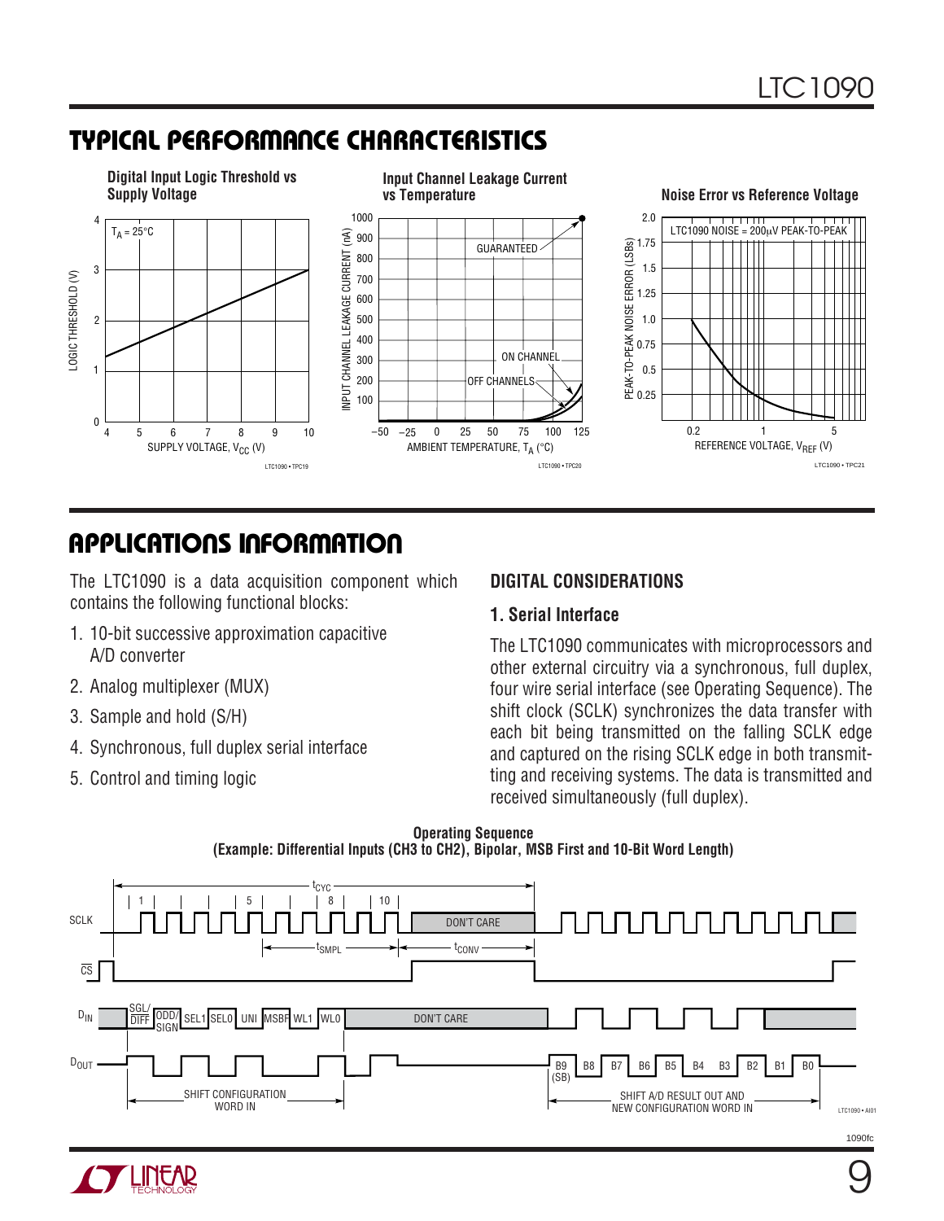## TYPICAL PERFORMANCE CHARACTERISTICS

**Digital Input Logic Threshold vs Supply Voltage**

**Input Channel Leakage Current vs Temperature**

**Noise Error vs Reference Voltage**

## APPLICATIONS INFORMATION

The LTC1090 is a data acquisition component which contains the following functional blocks:

1. 10-bit successive approximation capacitive A/D converter
2. Analog multiplexer (MUX)
3. Sample and hold (S/H)
4. Synchronous, full duplex serial interface
5. Control and timing logic

### DIGITAL CONSIDERATIONS

#### 1. Serial Interface

The LTC1090 communicates with microprocessors and other external circuitry via a synchronous, full duplex, four wire serial interface (see Operating Sequence). The shift clock (SCLK) synchronizes the data transfer with each bit being transmitted on the falling SCLK edge and captured on the rising SCLK edge in both transmitting and receiving systems. The data is transmitted and received simultaneously (full duplex).

**Operating Sequence (Example: Differential Inputs (CH3 to CH2), Bipolar, MSB First and 10-Bit Word Length)**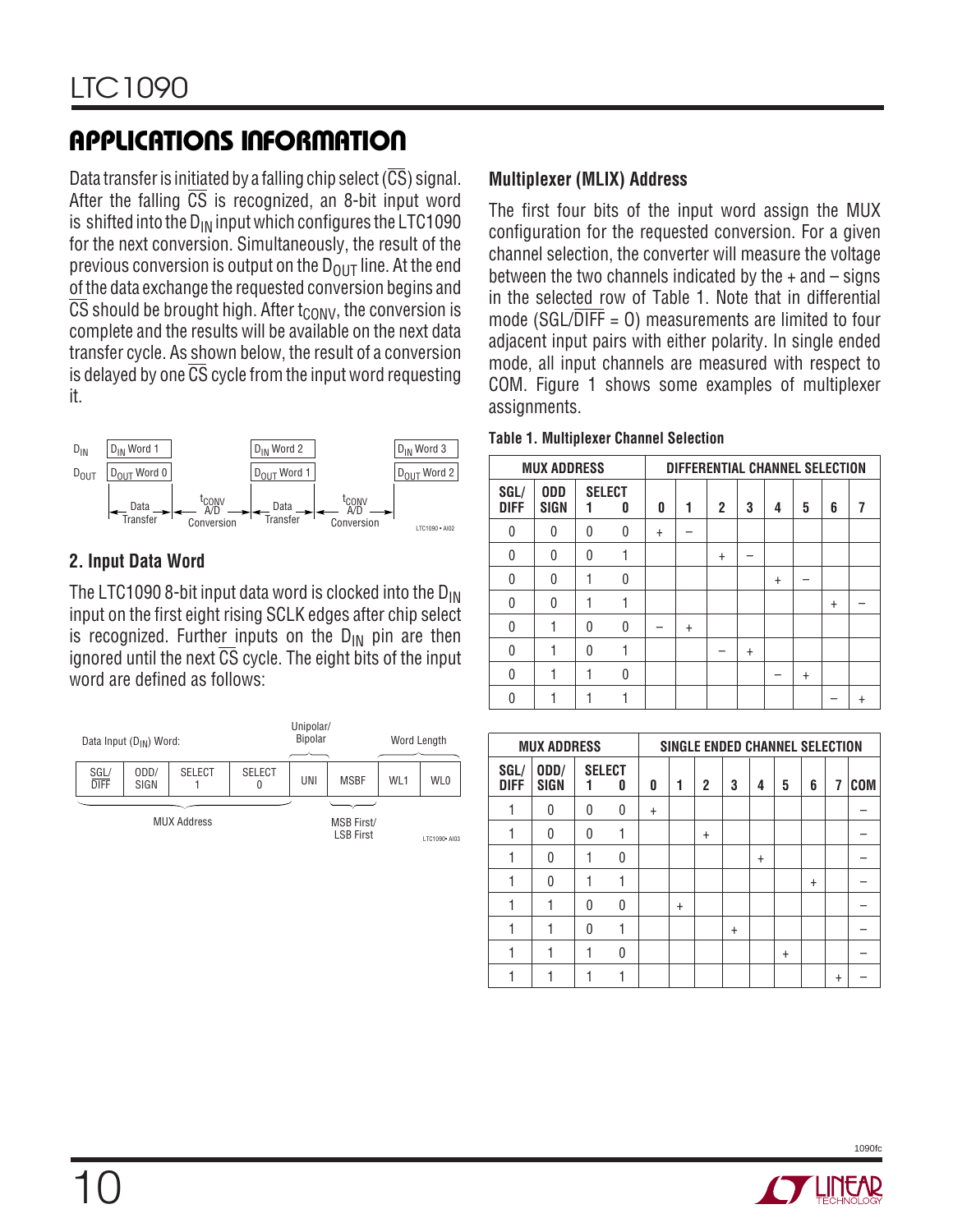## APPLICATIONS INFORMATION

Data transfer is initiated by a falling chip select ($\overline{CS}$) signal. After the falling $\overline{CS}$ is recognized, an 8-bit input word is shifted into the $D_{IN}$ input which configures the LTC1090 for the next conversion. Simultaneously, the result of the previous conversion is output on the $D_{OUT}$ line. At the end of the data exchange the requested conversion begins and $\overline{CS}$ should be brought high. After $t_{CONV}$, the conversion is complete and the results will be available on the next data transfer cycle. As shown below, the result of a conversion is delayed by one $\overline{CS}$ cycle from the input word requesting it.

| | | | | | | |
|---|---|---|---|---|---|---|
| $D_{IN}$ | $D_{IN}$ Word 1 | | $D_{IN}$ Word 2 | | $D_{IN}$ Word 3 |
| $D_{OUT}$ | $D_{OUT}$ Word 0 | | $D_{OUT}$ Word 1 | | $D_{OUT}$ Word 2 |
| | Data Transfer | $t_{CONV}$ A/D Conversion | Data Transfer | $t_{CONV}$ A/D Conversion | |

LTC1090 • AI02

### 2. Input Data Word

The LTC1090 8-bit input data word is clocked into the $D_{IN}$ input on the first eight rising SCLK edges after chip select is recognized. Further inputs on the $D_{IN}$ pin are then ignored until the next $\overline{CS}$ cycle. The eight bits of the input word are defined as follows:

Data Input ($D_{IN}$) Word:

| SGL/$\overline{DIFF}$ | ODD/SIGN | SELECT 1 | SELECT 0 | UNI | MSBF | WL1 | WL0 |
|---|---|---|---|---|---|---|---|
| MUX Address | | | | Unipolar/Bipolar | MSB First/LSB First | Word Length | |

LTC1090 • AI03

### Multiplexer (MUX) Address

The first four bits of the input word assign the MUX configuration for the requested conversion. For a given channel selection, the converter will measure the voltage between the two channels indicated by the + and – signs in the selected row of Table 1. Note that in differential mode (SGL/$\overline{DIFF}$ = 0) measurements are limited to four adjacent input pairs with either polarity. In single ended mode, all input channels are measured with respect to COM. Figure 1 shows some examples of multiplexer assignments.

**Table 1. Multiplexer Channel Selection**

| MUX ADDRESS | | | | DIFFERENTIAL CHANNEL SELECTION | | | | | | | |
|---|---|---|---|---|---|---|---|---|---|---|---|
| SGL/$\overline{DIFF}$ | ODD SIGN | SELECT 1 | SELECT 0 | 0 | 1 | 2 | 3 | 4 | 5 | 6 | 7 |
| 0 | 0 | 0 | 0 | + | – | | | | | | |
| 0 | 0 | 0 | 1 | | | + | – | | | | |
| 0 | 0 | 1 | 0 | | | | | + | – | | |
| 0 | 0 | 1 | 1 | | | | | | | + | – |
| 0 | 1 | 0 | 0 | – | + | | | | | | |
| 0 | 1 | 0 | 1 | | | – | + | | | | |
| 0 | 1 | 1 | 0 | | | | | – | + | | |
| 0 | 1 | 1 | 1 | | | | | | | – | + |

| MUX ADDRESS | | | | SINGLE ENDED CHANNEL SELECTION | | | | | | | | |
|---|---|---|---|---|---|---|---|---|---|---|---|---|
| SGL/$\overline{DIFF}$ | ODD/SIGN | SELECT 1 | SELECT 0 | 0 | 1 | 2 | 3 | 4 | 5 | 6 | 7 | COM |
| 1 | 0 | 0 | 0 | + | | | | | | | | – |
| 1 | 0 | 0 | 1 | | | + | | | | | | – |
| 1 | 0 | 1 | 0 | | | | | + | | | | – |
| 1 | 0 | 1 | 1 | | | | | | | + | | – |
| 1 | 1 | 0 | 0 | | + | | | | | | | – |
| 1 | 1 | 0 | 1 | | | | + | | | | | – |
| 1 | 1 | 1 | 0 | | | | | | + | | | – |
| 1 | 1 | 1 | 1 | | | | | | | | + | – |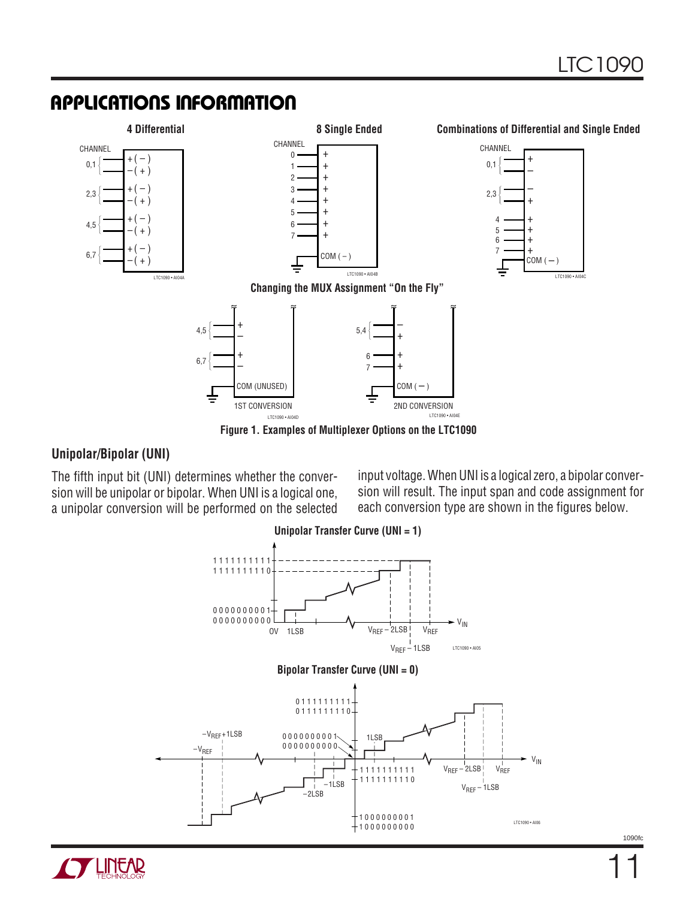## APPLICATIONS INFORMATION

**4 Differential**

**8 Single Ended**

**Combinations of Differential and Single Ended**

**Changing the MUX Assignment "On the Fly"**

**Figure 1. Examples of Multiplexer Options on the LTC1090**

### Unipolar/Bipolar (UNI)

The fifth input bit (UNI) determines whether the conversion will be unipolar or bipolar. When UNI is a logical one, a unipolar conversion will be performed on the selected input voltage. When UNI is a logical zero, a bipolar conversion will result. The input span and code assignment for each conversion type are shown in the figures below.

**Unipolar Transfer Curve (UNI = 1)**

**Bipolar Transfer Curve (UNI = 0)**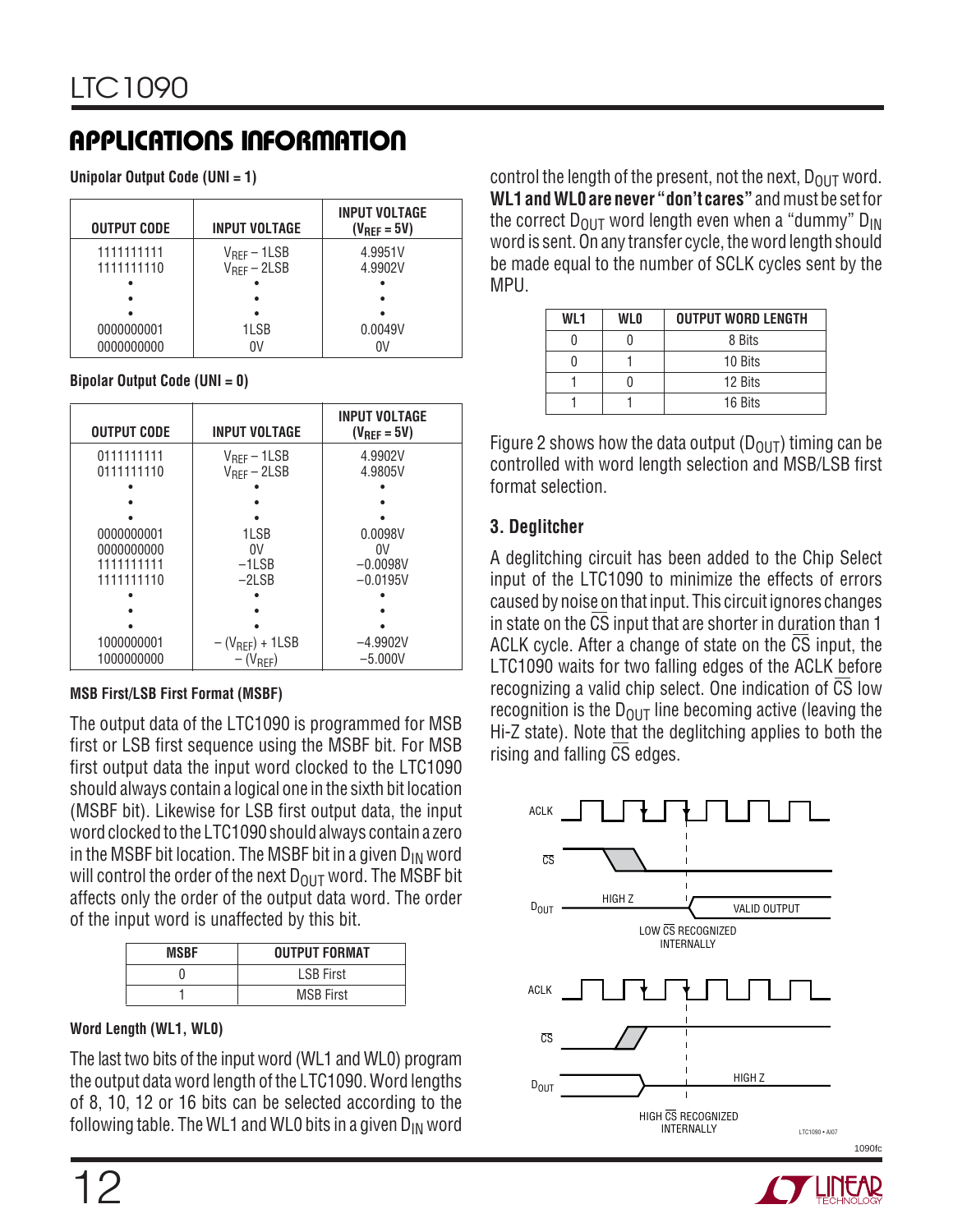## APPLICATIONS INFORMATION

**Unipolar Output Code (UNI = 1)**

| OUTPUT CODE | INPUT VOLTAGE | INPUT VOLTAGE ($V_{REF}$ = 5V) |
|---|---|---|
| 1111111111 | $V_{REF}$ – 1LSB | 4.9951V |
| 1111111110 | $V_{REF}$ – 2LSB | 4.9902V |
| • | • | • |
| • | • | • |
| • | • | • |
| 0000000001 | 1LSB | 0.0049V |
| 0000000000 | 0V | 0V |

**Bipolar Output Code (UNI = 0)**

| OUTPUT CODE | INPUT VOLTAGE | INPUT VOLTAGE ($V_{REF}$ = 5V) |
|---|---|---|
| 0111111111 | $V_{REF}$ – 1LSB | 4.9902V |
| 0111111110 | $V_{REF}$ – 2LSB | 4.9805V |
| • | • | • |
| • | • | • |
| • | • | • |
| 0000000001 | 1LSB | 0.0098V |
| 0000000000 | 0V | 0V |
| 1111111111 | –1LSB | –0.0098V |
| 1111111110 | –2LSB | –0.0195V |
| • | • | • |
| • | • | • |
| • | • | • |
| 1000000001 | – ($V_{REF}$) + 1LSB | –4.9902V |
| 1000000000 | – ($V_{REF}$) | –5.000V |

**MSB First/LSB First Format (MSBF)**

The output data of the LTC1090 is programmed for MSB first or LSB first sequence using the MSBF bit. For MSB first output data the input word clocked to the LTC1090 should always contain a logical one in the sixth bit location (MSBF bit). Likewise for LSB first output data, the input word clocked to the LTC1090 should always contain a zero in the MSBF bit location. The MSBF bit in a given $D_{IN}$ word will control the order of the next $D_{OUT}$ word. The MSBF bit affects only the order of the output data word. The order of the input word is unaffected by this bit.

| MSBF | OUTPUT FORMAT |
|---|---|
| 0 | LSB First |
| 1 | MSB First |

**Word Length (WL1, WL0)**

The last two bits of the input word (WL1 and WL0) program the output data word length of the LTC1090. Word lengths of 8, 10, 12 or 16 bits can be selected according to the following table. The WL1 and WL0 bits in a given $D_{IN}$ word control the length of the present, not the next, $D_{OUT}$ word. **WL1 and WL0 are never "don't cares"** and must be set for the correct $D_{OUT}$ word length even when a "dummy" $D_{IN}$ word is sent. On any transfer cycle, the word length should be made equal to the number of SCLK cycles sent by the MPU.

| WL1 | WL0 | OUTPUT WORD LENGTH |
|---|---|---|
| 0 | 0 | 8 Bits |
| 0 | 1 | 10 Bits |
| 1 | 0 | 12 Bits |
| 1 | 1 | 16 Bits |

Figure 2 shows how the data output ($D_{OUT}$) timing can be controlled with word length selection and MSB/LSB first format selection.

### 3. Deglitcher

A deglitching circuit has been added to the Chip Select input of the LTC1090 to minimize the effects of errors caused by noise on that input. This circuit ignores changes in state on the $\overline{CS}$ input that are shorter in duration than 1 ACLK cycle. After a change of state on the $\overline{CS}$ input, the LTC1090 waits for two falling edges of the ACLK before recognizing a valid chip select. One indication of $\overline{CS}$ low recognition is the $D_{OUT}$ line becoming active (leaving the Hi-Z state). Note that the deglitching applies to both the rising and falling $\overline{CS}$ edges.

ACLK
$\overline{CS}$
$D_{OUT}$ HIGH Z — VALID OUTPUT
LOW $\overline{CS}$ RECOGNIZED INTERNALLY

ACLK
$\overline{CS}$
$D_{OUT}$ — HIGH Z
HIGH $\overline{CS}$ RECOGNIZED INTERNALLY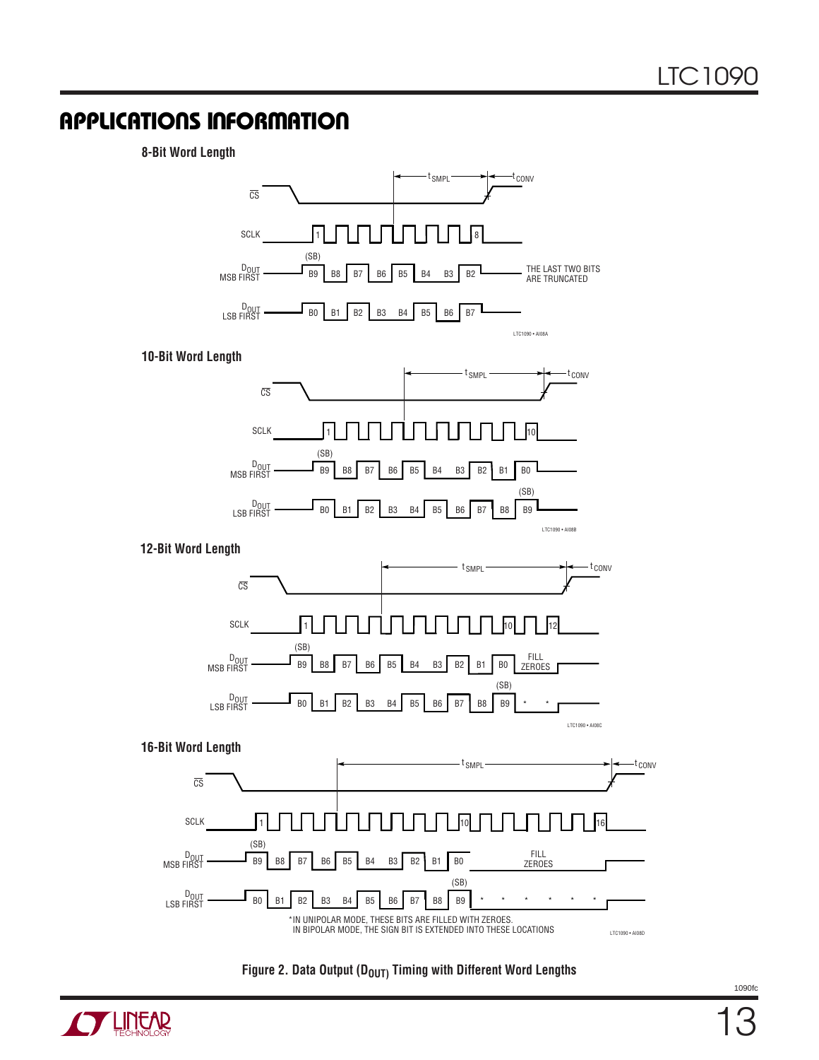## APPLICATIONS INFORMATION

**8-Bit Word Length**

$\overline{CS}$

SCLK

$D_{OUT}$ MSB FIRST: (SB) B9 B8 B7 B6 B5 B4 B3 B2 — THE LAST TWO BITS ARE TRUNCATED

$D_{OUT}$ LSB FIRST: B0 B1 B2 B3 B4 B5 B6 B7

$t_{SMPL}$, $t_{CONV}$

LTC1090 • AI08A

**10-Bit Word Length**

$\overline{CS}$

SCLK

$D_{OUT}$ MSB FIRST: (SB) B9 B8 B7 B6 B5 B4 B3 B2 B1 B0

$D_{OUT}$ LSB FIRST: B0 B1 B2 B3 B4 B5 B6 B7 B8 B9 (SB)

$t_{SMPL}$, $t_{CONV}$

LTC1090 • AI08B

**12-Bit Word Length**

$\overline{CS}$

SCLK

$D_{OUT}$ MSB FIRST: (SB) B9 B8 B7 B6 B5 B4 B3 B2 B1 B0 FILL ZEROES

$D_{OUT}$ LSB FIRST: B0 B1 B2 B3 B4 B5 B6 B7 B8 B9 (SB) * *

$t_{SMPL}$, $t_{CONV}$

LTC1090 • AI08C

**16-Bit Word Length**

$\overline{CS}$

SCLK

$D_{OUT}$ MSB FIRST: (SB) B9 B8 B7 B6 B5 B4 B3 B2 B1 B0 FILL ZEROES

$D_{OUT}$ LSB FIRST: B0 B1 B2 B3 B4 B5 B6 B7 B8 B9 (SB) * * * * * *

$t_{SMPL}$, $t_{CONV}$

*IN UNIPOLAR MODE, THESE BITS ARE FILLED WITH ZEROES.
IN BIPOLAR MODE, THE SIGN BIT IS EXTENDED INTO THESE LOCATIONS

LTC1090 • AI08D

**Figure 2. Data Output ($D_{OUT}$) Timing with Different Word Lengths**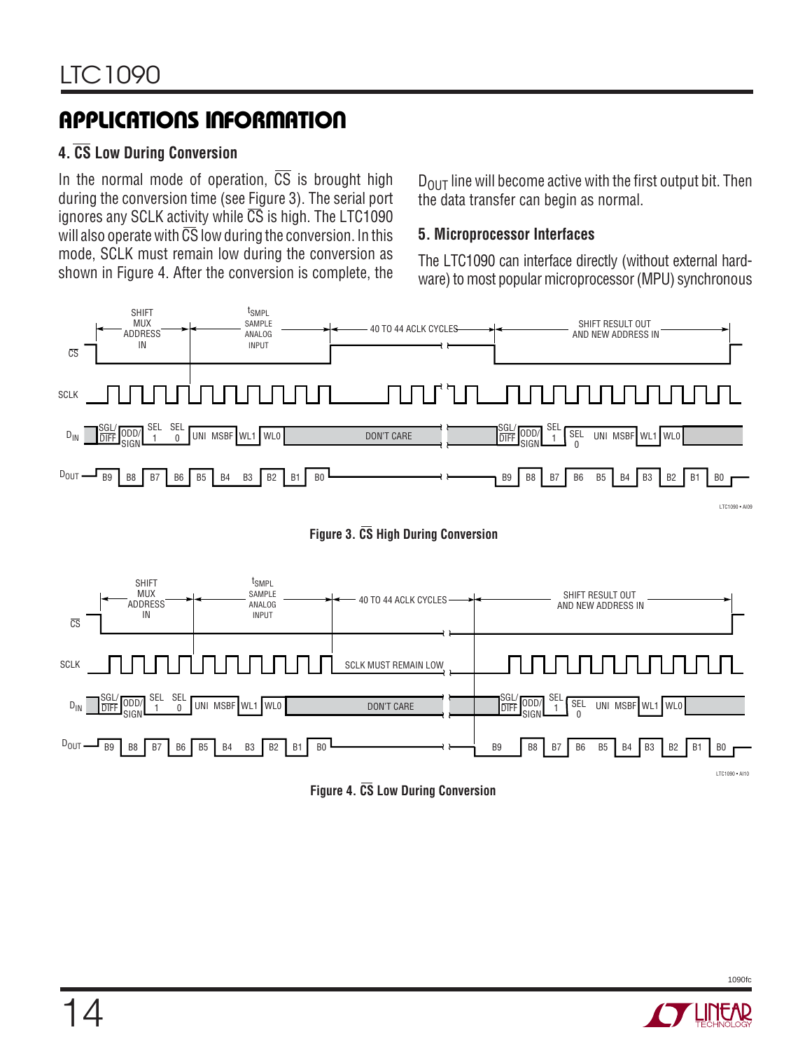## APPLICATIONS INFORMATION

### 4. $\overline{CS}$ Low During Conversion

In the normal mode of operation, $\overline{CS}$ is brought high during the conversion time (see Figure 3). The serial port ignores any SCLK activity while $\overline{CS}$ is high. The LTC1090 will also operate with $\overline{CS}$ low during the conversion. In this mode, SCLK must remain low during the conversion as shown in Figure 4. After the conversion is complete, the $D_{OUT}$ line will become active with the first output bit. Then the data transfer can begin as normal.

### 5. Microprocessor Interfaces

The LTC1090 can interface directly (without external hardware) to most popular microprocessor (MPU) synchronous

**Figure 3. $\overline{CS}$ High During Conversion**

**Figure 4. $\overline{CS}$ Low During Conversion**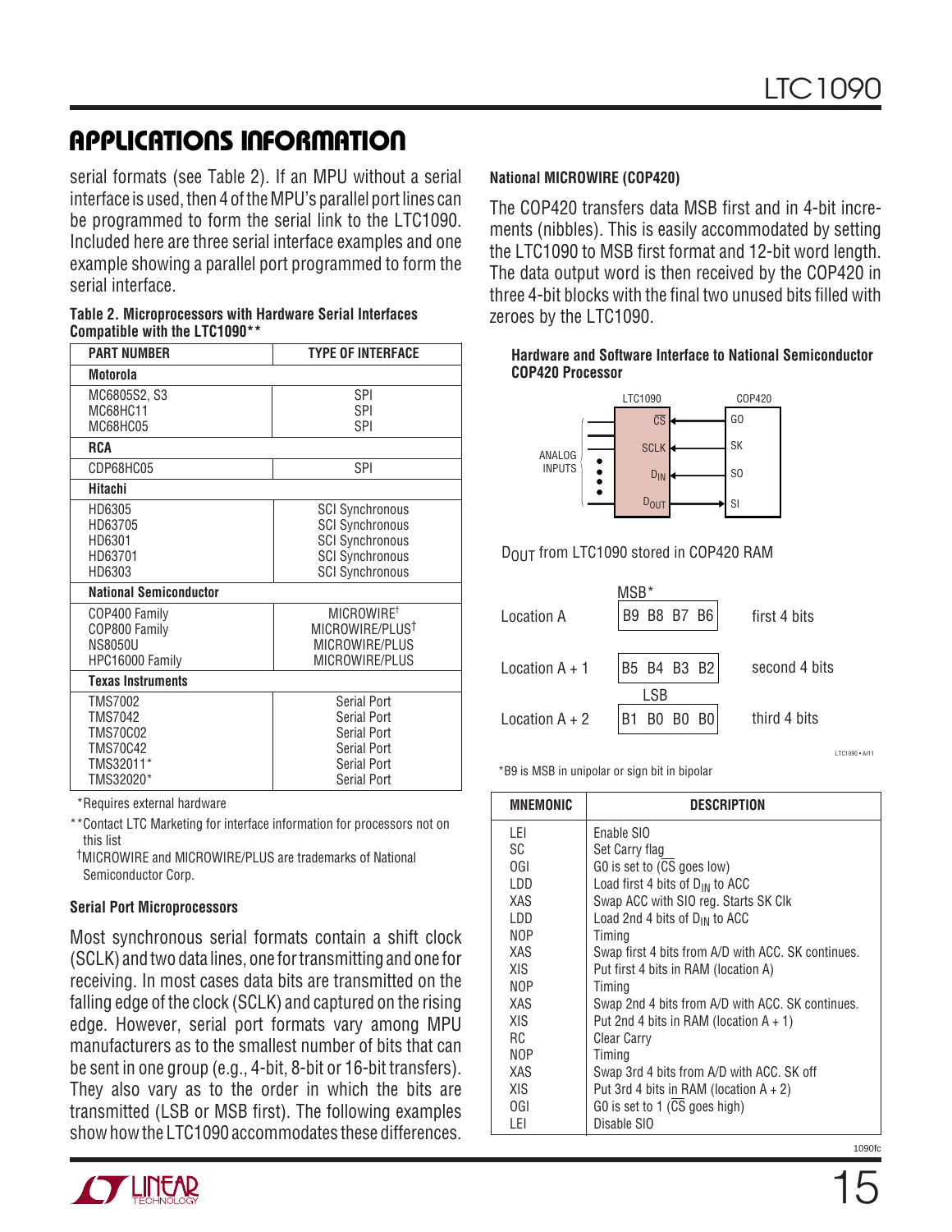## APPLICATIONS INFORMATION

serial formats (see Table 2). If an MPU without a serial interface is used, then 4 of the MPU's parallel port lines can be programmed to form the serial link to the LTC1090. Included here are three serial interface examples and one example showing a parallel port programmed to form the serial interface.

**Table 2. Microprocessors with Hardware Serial Interfaces Compatible with the LTC1090****

| PART NUMBER | TYPE OF INTERFACE |
|---|---|
| **Motorola** | |
| MC6805S2, S3<br>MC68HC11<br>MC68HC05 | SPI<br>SPI<br>SPI |
| **RCA** | |
| CDP68HC05 | SPI |
| **Hitachi** | |
| HD6305<br>HD63705<br>HD6301<br>HD63701<br>HD6303 | SCI Synchronous<br>SCI Synchronous<br>SCI Synchronous<br>SCI Synchronous<br>SCI Synchronous |
| **National Semiconductor** | |
| COP400 Family<br>COP800 Family<br>NS8050U<br>HPC16000 Family | MICROWIRE†<br>MICROWIRE/PLUS†<br>MICROWIRE/PLUS<br>MICROWIRE/PLUS |
| **Texas Instruments** | |
| TMS7002<br>TMS7042<br>TMS70C02<br>TMS70C42<br>TMS32011*<br>TMS32020* | Serial Port<br>Serial Port<br>Serial Port<br>Serial Port<br>Serial Port<br>Serial Port |

*Requires external hardware

**Contact LTC Marketing for interface information for processors not on this list

†MICROWIRE and MICROWIRE/PLUS are trademarks of National Semiconductor Corp.

**Serial Port Microprocessors**

Most synchronous serial formats contain a shift clock (SCLK) and two data lines, one for transmitting and one for receiving. In most cases data bits are transmitted on the falling edge of the clock (SCLK) and captured on the rising edge. However, serial port formats vary among MPU manufacturers as to the smallest number of bits that can be sent in one group (e.g., 4-bit, 8-bit or 16-bit transfers). They also vary as to the order in which the bits are transmitted (LSB or MSB first). The following examples show how the LTC1090 accommodates these differences.

**National MICROWIRE (COP420)**

The COP420 transfers data MSB first and in 4-bit increments (nibbles). This is easily accommodated by setting the LTC1090 to MSB first format and 12-bit word length. The data output word is then received by the COP420 in three 4-bit blocks with the final two unused bits filled with zeroes by the LTC1090.

**Hardware and Software Interface to National Semiconductor COP420 Processor**

LTC1090 — COP420: $\overline{CS}$ ← G0; SCLK ← SK; $D_{IN}$ ← SO; $D_{OUT}$ → SI. ANALOG INPUTS to LTC1090.

$D_{OUT}$ from LTC1090 stored in COP420 RAM

| | | |
|---|---|---|
| Location A | MSB* B9 B8 B7 B6 | first 4 bits |
| Location A + 1 | B5 B4 B3 B2 | second 4 bits |
| Location A + 2 | LSB B1 B0 B0 B0 | third 4 bits |

*B9 is MSB in unipolar or sign bit in bipolar

| MNEMONIC | DESCRIPTION |
|---|---|
| LEI | Enable SIO |
| SC | Set Carry flag |
| OGI | G0 is set to 0 ($\overline{CS}$ goes low) |
| LDD | Load first 4 bits of $D_{IN}$ to ACC |
| XAS | Swap ACC with SIO reg. Starts SK Clk |
| LDD | Load 2nd 4 bits of $D_{IN}$ to ACC |
| NOP | Timing |
| XAS | Swap first 4 bits from A/D with ACC. SK continues. |
| XIS | Put first 4 bits in RAM (location A) |
| NOP | Timing |
| XAS | Swap 2nd 4 bits from A/D with ACC. SK continues. |
| XIS | Put 2nd 4 bits in RAM (location A + 1) |
| RC | Clear Carry |
| NOP | Timing |
| XAS | Swap 3rd 4 bits from A/D with ACC. SK off |
| XIS | Put 3rd 4 bits in RAM (location A + 2) |
| OGI | G0 is set to 1 ($\overline{CS}$ goes high) |
| LEI | Disable SIO |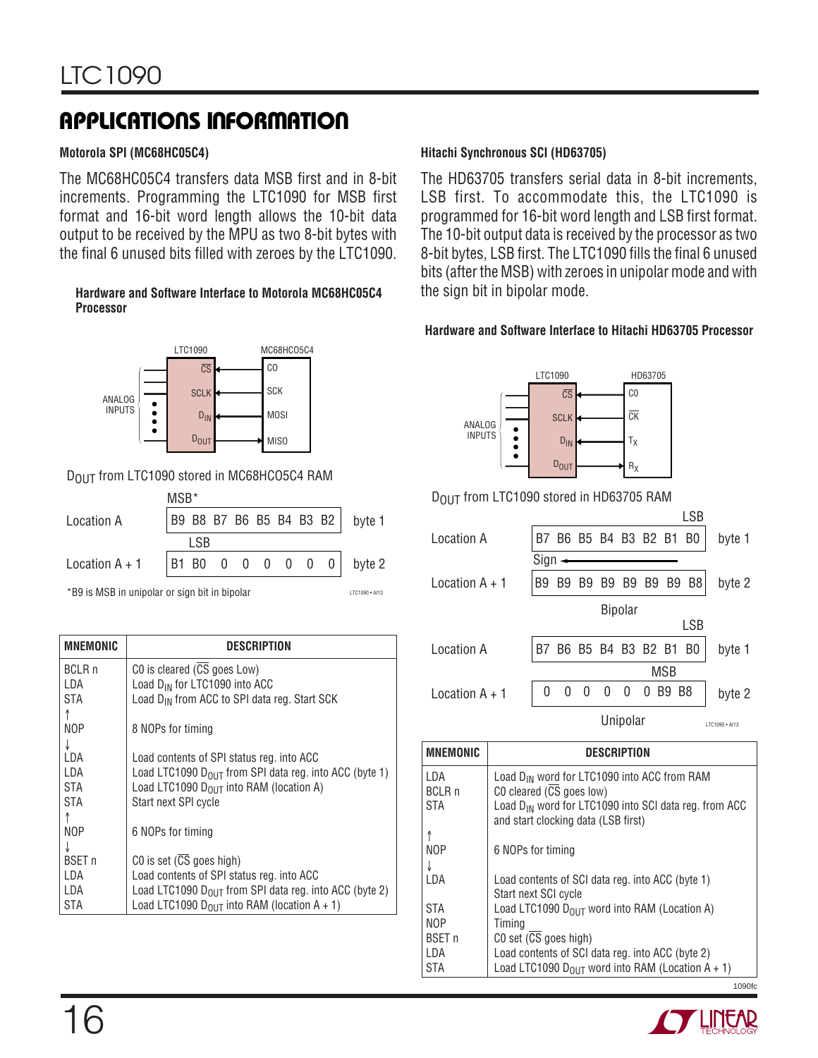## APPLICATIONS INFORMATION

**Motorola SPI (MC68HC05C4)**

The MC68HC05C4 transfers data MSB first and in 8-bit increments. Programming the LTC1090 for MSB first format and 16-bit word length allows the 10-bit data output to be received by the MPU as two 8-bit bytes with the final 6 unused bits filled with zeroes by the LTC1090.

**Hardware and Software Interface to Motorola MC68HC05C4 Processor**

| LTC1090 | | MC68HC05C4 |
|---|---|---|
| $\overline{CS}$ | ← | C0 |
| SCLK | ← | SCK |
| $D_{IN}$ | ← | MOSI |
| $D_{OUT}$ | → | MISO |

ANALOG INPUTS

$D_{OUT}$ from LTC1090 stored in MC68HC05C4 RAM

| | | | | | | | | | |
|---|---|---|---|---|---|---|---|---|---|
| Location A | B9 (MSB*) | B8 | B7 | B6 | B5 | B4 | B3 | B2 | byte 1 |
| Location A + 1 | B1 | B0 (LSB) | 0 | 0 | 0 | 0 | 0 | 0 | byte 2 |

*B9 is MSB in unipolar or sign bit in bipolar

| MNEMONIC | DESCRIPTION |
|---|---|
| BCLR n | C0 is cleared ($\overline{CS}$ goes Low) |
| LDA | Load $D_{IN}$ for LTC1090 into ACC |
| STA | Load $D_{IN}$ from ACC to SPI data reg. Start SCK |
| NOP | 8 NOPs for timing |
| LDA | Load contents of SPI status reg. into ACC |
| LDA | Load LTC1090 $D_{OUT}$ from SPI data reg. into ACC (byte 1) |
| STA | Load LTC1090 $D_{OUT}$ into RAM (location A) |
| STA | Start next SPI cycle |
| NOP | 6 NOPs for timing |
| BSET n | C0 is set ($\overline{CS}$ goes high) |
| LDA | Load contents of SPI status reg. into ACC |
| LDA | Load LTC1090 $D_{OUT}$ from SPI data reg. into ACC (byte 2) |
| STA | Load LTC1090 $D_{OUT}$ into RAM (location A + 1) |

**Hitachi Synchronous SCI (HD63705)**

The HD63705 transfers serial data in 8-bit increments, LSB first. To accommodate this, the LTC1090 is programmed for 16-bit word length and LSB first format. The 10-bit output data is received by the processor as two 8-bit bytes, LSB first. The LTC1090 fills the final 6 unused bits (after the MSB) with zeroes in unipolar mode and with the sign bit in bipolar mode.

**Hardware and Software Interface to Hitachi HD63705 Processor**

| LTC1090 | | HD63705 |
|---|---|---|
| $\overline{CS}$ | ← | C0 |
| SCLK | ← | $\overline{CK}$ |
| $D_{IN}$ | ← | $T_X$ |
| $D_{OUT}$ | → | $R_X$ |

ANALOG INPUTS

$D_{OUT}$ from LTC1090 stored in HD63705 RAM

Bipolar

| | | | | | | | | | |
|---|---|---|---|---|---|---|---|---|---|
| Location A | B7 | B6 | B5 | B4 | B3 | B2 | B1 | B0 (LSB) | byte 1 |
| Location A + 1 | B9 (Sign) | B9 | B9 | B9 | B9 | B9 | B9 | B8 | byte 2 |

Unipolar

| | | | | | | | | | |
|---|---|---|---|---|---|---|---|---|---|
| Location A | B7 | B6 | B5 | B4 | B3 | B2 | B1 | B0 (LSB) | byte 1 |
| Location A + 1 | 0 | 0 | 0 | 0 | 0 | 0 | B9 (MSB) | B8 | byte 2 |

| MNEMONIC | DESCRIPTION |
|---|---|
| LDA | Load $D_{IN}$ word for LTC1090 into ACC from RAM |
| BCLR n | C0 cleared ($\overline{CS}$ goes low) |
| STA | Load $D_{IN}$ word for LTC1090 into SCI data reg. from ACC and start clocking data (LSB first) |
| NOP | 6 NOPs for timing |
| LDA | Load contents of SCI data reg. into ACC (byte 1) Start next SCI cycle |
| STA | Load LTC1090 $D_{OUT}$ word into RAM (Location A) |
| NOP | Timing |
| BSET n | C0 set ($\overline{CS}$ goes high) |
| LDA | Load contents of SCI data reg. into ACC (byte 2) |
| STA | Load LTC1090 $D_{OUT}$ word into RAM (Location A + 1) |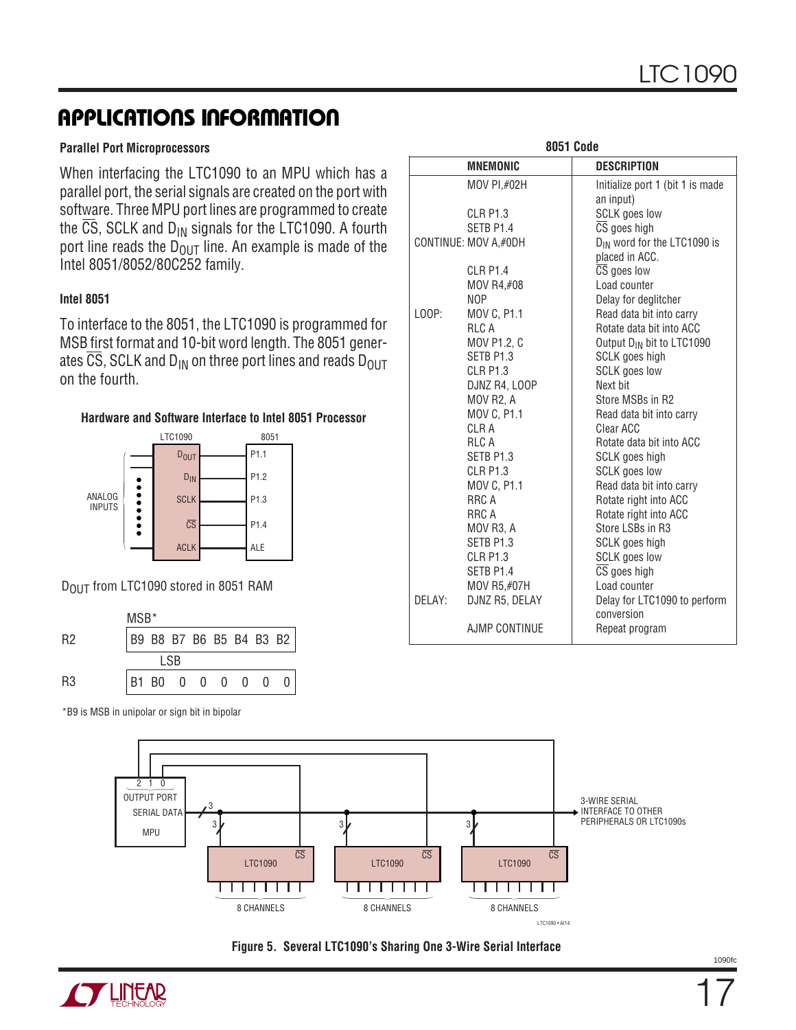## APPLICATIONS INFORMATION

### Parallel Port Microprocessors

When interfacing the LTC1090 to an MPU which has a parallel port, the serial signals are created on the port with software. Three MPU port lines are programmed to create the $\overline{CS}$, SCLK and $D_{IN}$ signals for the LTC1090. A fourth port line reads the $D_{OUT}$ line. An example is made of the Intel 8051/8052/80C252 family.

### Intel 8051

To interface to the 8051, the LTC1090 is programmed for MSB first format and 10-bit word length. The 8051 generates $\overline{CS}$, SCLK and $D_{IN}$ on three port lines and reads $D_{OUT}$ on the fourth.

**Hardware and Software Interface to Intel 8051 Processor**

| LTC1090 | 8051 |
|---|---|
| $D_{OUT}$ | P1.1 |
| $D_{IN}$ | P1.2 |
| SCLK | P1.3 |
| $\overline{CS}$ | P1.4 |
| ACLK | ALE |

ANALOG INPUTS

$D_{OUT}$ from LTC1090 stored in 8051 RAM

| | |
|---|---|
| R2 (MSB*) | B9 B8 B7 B6 B5 B4 B3 B2 |
| R3 (LSB) | B1 B0 0 0 0 0 0 0 |

*B9 is MSB in unipolar or sign bit in bipolar

**8051 Code**

| | MNEMONIC | DESCRIPTION |
|---|---|---|
| | MOV PI,#02H | Initialize port 1 (bit 1 is made an input) |
| | CLR P1.3 | SCLK goes low |
| | SETB P1.4 | $\overline{CS}$ goes high |
| CONTINUE: | MOV A,#0DH | $D_{IN}$ word for the LTC1090 is placed in ACC. |
| | CLR P1.4 | $\overline{CS}$ goes low |
| | MOV R4,#08 | Load counter |
| | NOP | Delay for deglitcher |
| LOOP: | MOV C, P1.1 | Read data bit into carry |
| | RLC A | Rotate data bit into ACC |
| | MOV P1.2, C | Output $D_{IN}$ bit to LTC1090 |
| | SETB P1.3 | SCLK goes high |
| | CLR P1.3 | SCLK goes low |
| | DJNZ R4, LOOP | Next bit |
| | MOV R2, A | Store MSBs in R2 |
| | MOV C, P1.1 | Read data bit into carry |
| | CLR A | Clear ACC |
| | RLC A | Rotate data bit into ACC |
| | SETB P1.3 | SCLK goes high |
| | CLR P1.3 | SCLK goes low |
| | MOV C, P1.1 | Read data bit into carry |
| | RRC A | Rotate right into ACC |
| | RRC A | Rotate right into ACC |
| | MOV R3, A | Store LSBs in R3 |
| | SETB P1.3 | SCLK goes high |
| | CLR P1.3 | SCLK goes low |
| | SETB P1.4 | $\overline{CS}$ goes high |
| | MOV R5,#07H | Load counter |
| DELAY: | DJNZ R5, DELAY | Delay for LTC1090 to perform conversion |
| | AJMP CONTINUE | Repeat program |

MPU OUTPUT PORT 2 1 0, SERIAL DATA — 3-WIRE SERIAL INTERFACE TO OTHER PERIPHERALS OR LTC1090s; three LTC1090s, each with $\overline{CS}$ and 8 CHANNELS

**Figure 5. Several LTC1090's Sharing One 3-Wire Serial Interface**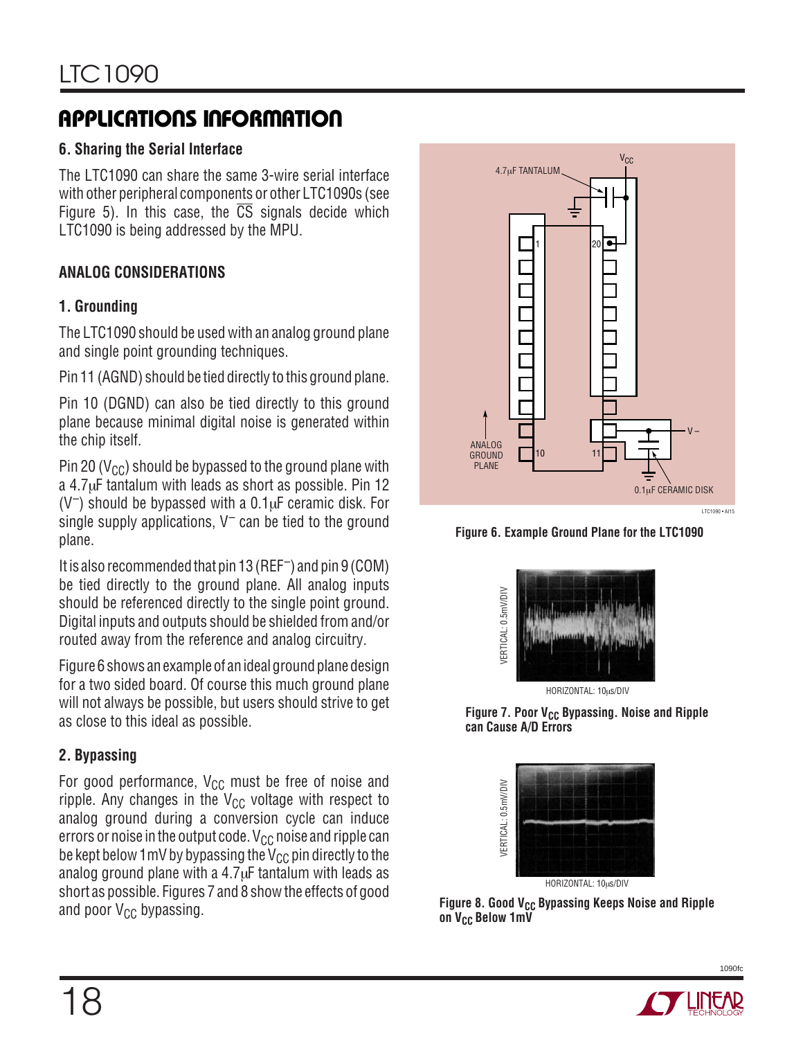## APPLICATIONS INFORMATION

### 6. Sharing the Serial Interface

The LTC1090 can share the same 3-wire serial interface with other peripheral components or other LTC1090s (see Figure 5). In this case, the $\overline{CS}$ signals decide which LTC1090 is being addressed by the MPU.

### ANALOG CONSIDERATIONS

### 1. Grounding

The LTC1090 should be used with an analog ground plane and single point grounding techniques.

Pin 11 (AGND) should be tied directly to this ground plane.

Pin 10 (DGND) can also be tied directly to this ground plane because minimal digital noise is generated within the chip itself.

Pin 20 ($V_{CC}$) should be bypassed to the ground plane with a 4.7μF tantalum with leads as short as possible. Pin 12 ($V^-$) should be bypassed with a 0.1μF ceramic disk. For single supply applications, $V^-$ can be tied to the ground plane.

It is also recommended that pin 13 ($REF^-$) and pin 9 (COM) be tied directly to the ground plane. All analog inputs should be referenced directly to the single point ground. Digital inputs and outputs should be shielded from and/or routed away from the reference and analog circuitry.

Figure 6 shows an example of an ideal ground plane design for a two sided board. Of course this much ground plane will not always be possible, but users should strive to get as close to this ideal as possible.

### 2. Bypassing

For good performance, $V_{CC}$ must be free of noise and ripple. Any changes in the $V_{CC}$ voltage with respect to analog ground during a conversion cycle can induce errors or noise in the output code. $V_{CC}$ noise and ripple can be kept below 1mV by bypassing the $V_{CC}$ pin directly to the analog ground plane with a 4.7μF tantalum with leads as short as possible. Figures 7 and 8 show the effects of good and poor $V_{CC}$ bypassing.

**Figure 6. Example Ground Plane for the LTC1090**

**Figure 7. Poor $V_{CC}$ Bypassing. Noise and Ripple can Cause A/D Errors**

**Figure 8. Good $V_{CC}$ Bypassing Keeps Noise and Ripple on $V_{CC}$ Below 1mV**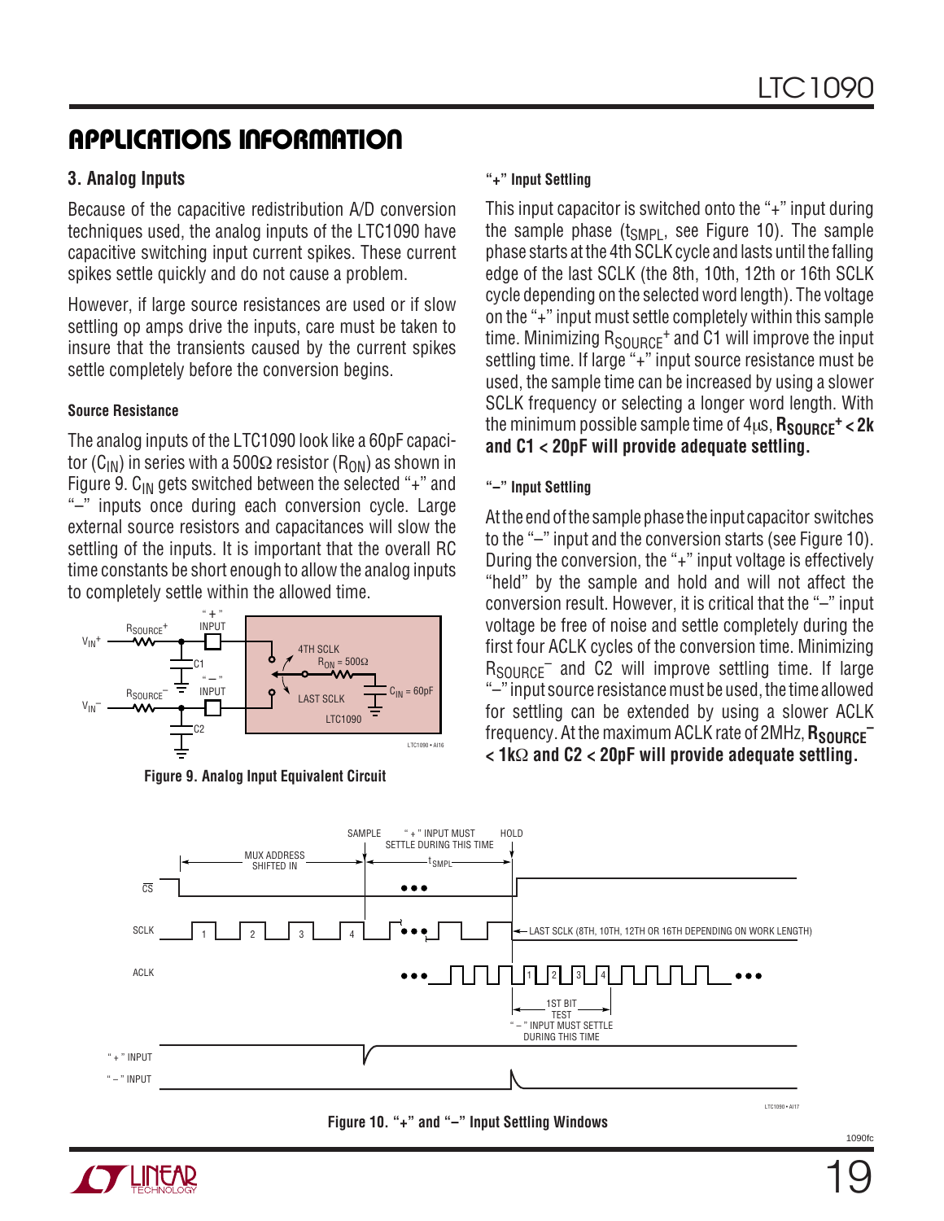## APPLICATIONS INFORMATION

### 3. Analog Inputs

Because of the capacitive redistribution A/D conversion techniques used, the analog inputs of the LTC1090 have capacitive switching input current spikes. These current spikes settle quickly and do not cause a problem.

However, if large source resistances are used or if slow settling op amps drive the inputs, care must be taken to insure that the transients caused by the current spikes settle completely before the conversion begins.

#### Source Resistance

The analog inputs of the LTC1090 look like a 60pF capacitor ($C_{IN}$) in series with a 500Ω resistor ($R_{ON}$) as shown in Figure 9. $C_{IN}$ gets switched between the selected "+" and "–" inputs once during each conversion cycle. Large external source resistors and capacitances will slow the settling of the inputs. It is important that the overall RC time constants be short enough to allow the analog inputs to completely settle within the allowed time.

Figure 9. Analog Input Equivalent Circuit

#### "+" Input Settling

This input capacitor is switched onto the "+" input during the sample phase ($t_{SMPL}$, see Figure 10). The sample phase starts at the 4th SCLK cycle and lasts until the falling edge of the last SCLK (the 8th, 10th, 12th or 16th SCLK cycle depending on the selected word length). The voltage on the "+" input must settle completely within this sample time. Minimizing $R_{SOURCE}^+$ and C1 will improve the input settling time. If large "+" input source resistance must be used, the sample time can be increased by using a slower SCLK frequency or selecting a longer word length. With the minimum possible sample time of 4µs, **$R_{SOURCE}^+$ < 2k and C1 < 20pF will provide adequate settling.**

#### "–" Input Settling

At the end of the sample phase the input capacitor switches to the "–" input and the conversion starts (see Figure 10). During the conversion, the "+" input voltage is effectively "held" by the sample and hold and will not affect the conversion result. However, it is critical that the "–" input voltage be free of noise and settle completely during the first four ACLK cycles of the conversion time. Minimizing $R_{SOURCE}^-$ and C2 will improve settling time. If large "–" input source resistance must be used, the time allowed for settling can be extended by using a slower ACLK frequency. At the maximum ACLK rate of 2MHz, **$R_{SOURCE}^-$ < 1kΩ and C2 < 20pF will provide adequate settling.**

Figure 10. "+" and "–" Input Settling Windows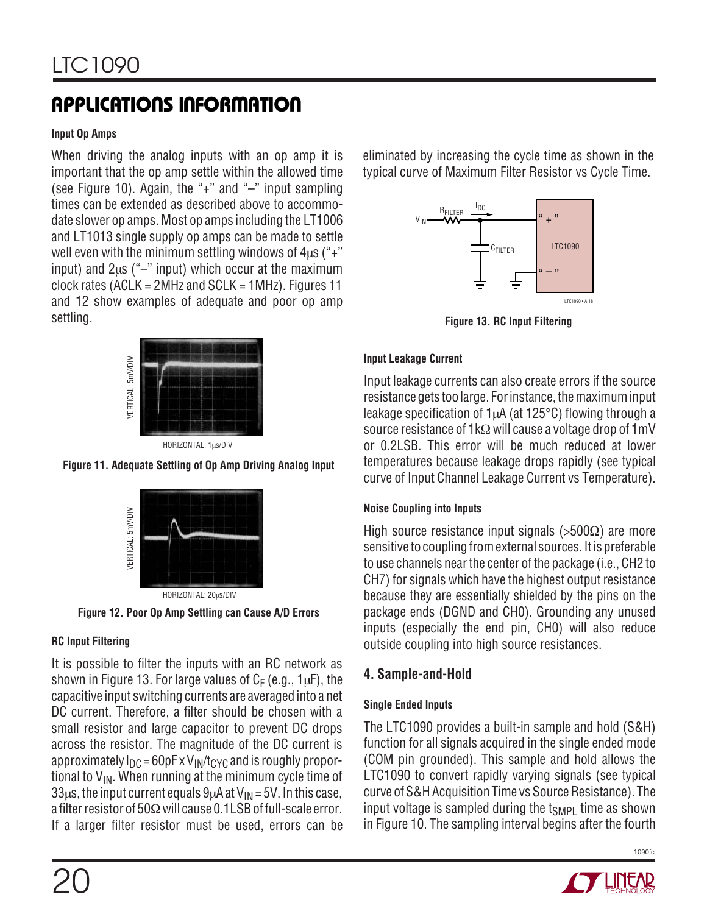## APPLICATIONS INFORMATION

**Input Op Amps**

When driving the analog inputs with an op amp it is important that the op amp settle within the allowed time (see Figure 10). Again, the "+" and "–" input sampling times can be extended as described above to accommodate slower op amps. Most op amps including the LT1006 and LT1013 single supply op amps can be made to settle well even with the minimum settling windows of 4μs ("+" input) and 2μs ("–" input) which occur at the maximum clock rates (ACLK = 2MHz and SCLK = 1MHz). Figures 11 and 12 show examples of adequate and poor op amp settling.

Figure 11. Adequate Settling of Op Amp Driving Analog Input

Figure 12. Poor Op Amp Settling can Cause A/D Errors

**RC Input Filtering**

It is possible to filter the inputs with an RC network as shown in Figure 13. For large values of $C_F$ (e.g., 1μF), the capacitive input switching currents are averaged into a net DC current. Therefore, a filter should be chosen with a small resistor and large capacitor to prevent DC drops across the resistor. The magnitude of the DC current is approximately $I_{DC} = 60pF \times V_{IN}/t_{CYC}$ and is roughly proportional to $V_{IN}$. When running at the minimum cycle time of 33μs, the input current equals 9μA at $V_{IN}$ = 5V. In this case, a filter resistor of 50Ω will cause 0.1LSB of full-scale error. If a larger filter resistor must be used, errors can be eliminated by increasing the cycle time as shown in the typical curve of Maximum Filter Resistor vs Cycle Time.

Figure 13. RC Input Filtering

**Input Leakage Current**

Input leakage currents can also create errors if the source resistance gets too large. For instance, the maximum input leakage specification of 1μA (at 125°C) flowing through a source resistance of 1kΩ will cause a voltage drop of 1mV or 0.2LSB. This error will be much reduced at lower temperatures because leakage drops rapidly (see typical curve of Input Channel Leakage Current vs Temperature).

**Noise Coupling into Inputs**

High source resistance input signals (>500Ω) are more sensitive to coupling from external sources. It is preferable to use channels near the center of the package (i.e., CH2 to CH7) for signals which have the highest output resistance because they are essentially shielded by the pins on the package ends (DGND and CH0). Grounding any unused inputs (especially the end pin, CH0) will also reduce outside coupling into high source resistances.

### 4. Sample-and-Hold

**Single Ended Inputs**

The LTC1090 provides a built-in sample and hold (S&H) function for all signals acquired in the single ended mode (COM pin grounded). This sample and hold allows the LTC1090 to convert rapidly varying signals (see typical curve of S&H Acquisition Time vs Source Resistance). The input voltage is sampled during the $t_{SMPL}$ time as shown in Figure 10. The sampling interval begins after the fourth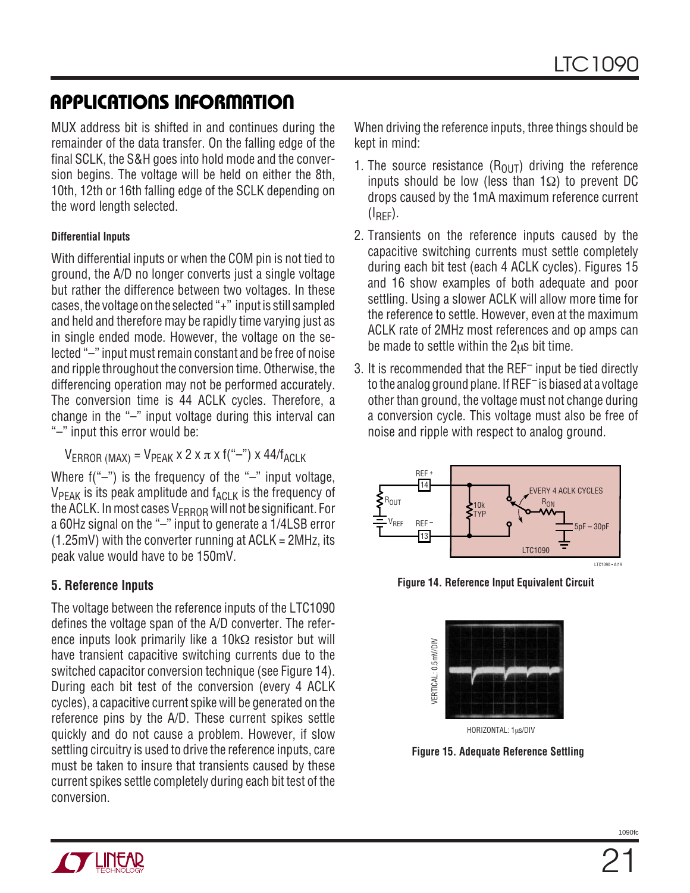## APPLICATIONS INFORMATION

MUX address bit is shifted in and continues during the remainder of the data transfer. On the falling edge of the final SCLK, the S&H goes into hold mode and the conversion begins. The voltage will be held on either the 8th, 10th, 12th or 16th falling edge of the SCLK depending on the word length selected.

**Differential Inputs**

With differential inputs or when the COM pin is not tied to ground, the A/D no longer converts just a single voltage but rather the difference between two voltages. In these cases, the voltage on the selected "+" input is still sampled and held and therefore may be rapidly time varying just as in single ended mode. However, the voltage on the selected "–" input must remain constant and be free of noise and ripple throughout the conversion time. Otherwise, the differencing operation may not be performed accurately. The conversion time is 44 ACLK cycles. Therefore, a change in the "–" input voltage during this interval can "–" input this error would be:

$$V_{ERROR\,(MAX)} = V_{PEAK} \times 2 \times \pi \times f(\text{"–"}) \times 44/f_{ACLK}$$

Where f("–") is the frequency of the "–" input voltage, $V_{PEAK}$ is its peak amplitude and $f_{ACLK}$ is the frequency of the ACLK. In most cases $V_{ERROR}$ will not be significant. For a 60Hz signal on the "–" input to generate a 1/4LSB error (1.25mV) with the converter running at ACLK = 2MHz, its peak value would have to be 150mV.

### 5. Reference Inputs

The voltage between the reference inputs of the LTC1090 defines the voltage span of the A/D converter. The reference inputs look primarily like a 10kΩ resistor but will have transient capacitive switching currents due to the switched capacitor conversion technique (see Figure 14). During each bit test of the conversion (every 4 ACLK cycles), a capacitive current spike will be generated on the reference pins by the A/D. These current spikes settle quickly and do not cause a problem. However, if slow settling circuitry is used to drive the reference inputs, care must be taken to insure that transients caused by these current spikes settle completely during each bit test of the conversion.

When driving the reference inputs, three things should be kept in mind:

1. The source resistance ($R_{OUT}$) driving the reference inputs should be low (less than 1Ω) to prevent DC drops caused by the 1mA maximum reference current ($I_{REF}$).
2. Transients on the reference inputs caused by the capacitive switching currents must settle completely during each bit test (each 4 ACLK cycles). Figures 15 and 16 show examples of both adequate and poor settling. Using a slower ACLK will allow more time for the reference to settle. However, even at the maximum ACLK rate of 2MHz most references and op amps can be made to settle within the 2μs bit time.
3. It is recommended that the $REF^-$ input be tied directly to the analog ground plane. If $REF^-$ is biased at a voltage other than ground, the voltage must not change during a conversion cycle. This voltage must also be free of noise and ripple with respect to analog ground.

**Figure 14. Reference Input Equivalent Circuit**

**Figure 15. Adequate Reference Settling**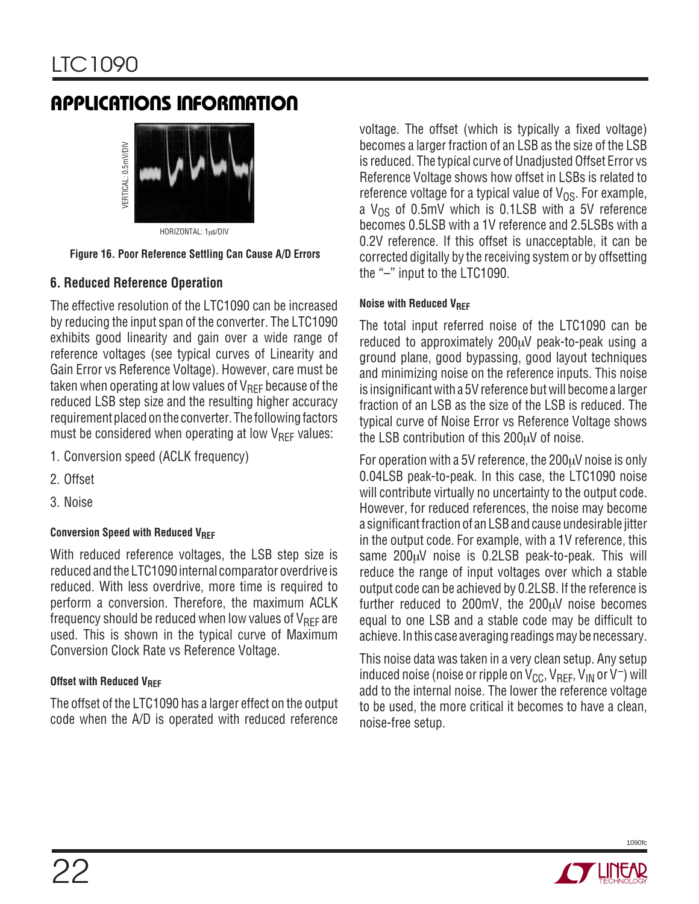## APPLICATIONS INFORMATION

VERTICAL: 0.5mV/DIV

HORIZONTAL: 1μs/DIV

**Figure 16. Poor Reference Settling Can Cause A/D Errors**

### 6. Reduced Reference Operation

The effective resolution of the LTC1090 can be increased by reducing the input span of the converter. The LTC1090 exhibits good linearity and gain over a wide range of reference voltages (see typical curves of Linearity and Gain Error vs Reference Voltage). However, care must be taken when operating at low values of $V_{REF}$ because of the reduced LSB step size and the resulting higher accuracy requirement placed on the converter. The following factors must be considered when operating at low $V_{REF}$ values:

1. Conversion speed (ACLK frequency)
2. Offset
3. Noise

#### Conversion Speed with Reduced $V_{REF}$

With reduced reference voltages, the LSB step size is reduced and the LTC1090 internal comparator overdrive is reduced. With less overdrive, more time is required to perform a conversion. Therefore, the maximum ACLK frequency should be reduced when low values of $V_{REF}$ are used. This is shown in the typical curve of Maximum Conversion Clock Rate vs Reference Voltage.

#### Offset with Reduced $V_{REF}$

The offset of the LTC1090 has a larger effect on the output code when the A/D is operated with reduced reference voltage. The offset (which is typically a fixed voltage) becomes a larger fraction of an LSB as the size of the LSB is reduced. The typical curve of Unadjusted Offset Error vs Reference Voltage shows how offset in LSBs is related to reference voltage for a typical value of $V_{OS}$. For example, a $V_{OS}$ of 0.5mV which is 0.1LSB with a 5V reference becomes 0.5LSB with a 1V reference and 2.5LSBs with a 0.2V reference. If this offset is unacceptable, it can be corrected digitally by the receiving system or by offsetting the "–" input to the LTC1090.

#### Noise with Reduced $V_{REF}$

The total input referred noise of the LTC1090 can be reduced to approximately 200μV peak-to-peak using a ground plane, good bypassing, good layout techniques and minimizing noise on the reference inputs. This noise is insignificant with a 5V reference but will become a larger fraction of an LSB as the size of the LSB is reduced. The typical curve of Noise Error vs Reference Voltage shows the LSB contribution of this 200μV of noise.

For operation with a 5V reference, the 200μV noise is only 0.04LSB peak-to-peak. In this case, the LTC1090 noise will contribute virtually no uncertainty to the output code. However, for reduced references, the noise may become a significant fraction of an LSB and cause undesirable jitter in the output code. For example, with a 1V reference, this same 200μV noise is 0.2LSB peak-to-peak. This will reduce the range of input voltages over which a stable output code can be achieved by 0.2LSB. If the reference is further reduced to 200mV, the 200μV noise becomes equal to one LSB and a stable code may be difficult to achieve. In this case averaging readings may be necessary.

This noise data was taken in a very clean setup. Any setup induced noise (noise or ripple on $V_{CC}$, $V_{REF}$, $V_{IN}$ or $V^-$) will add to the internal noise. The lower the reference voltage to be used, the more critical it becomes to have a clean, noise-free setup.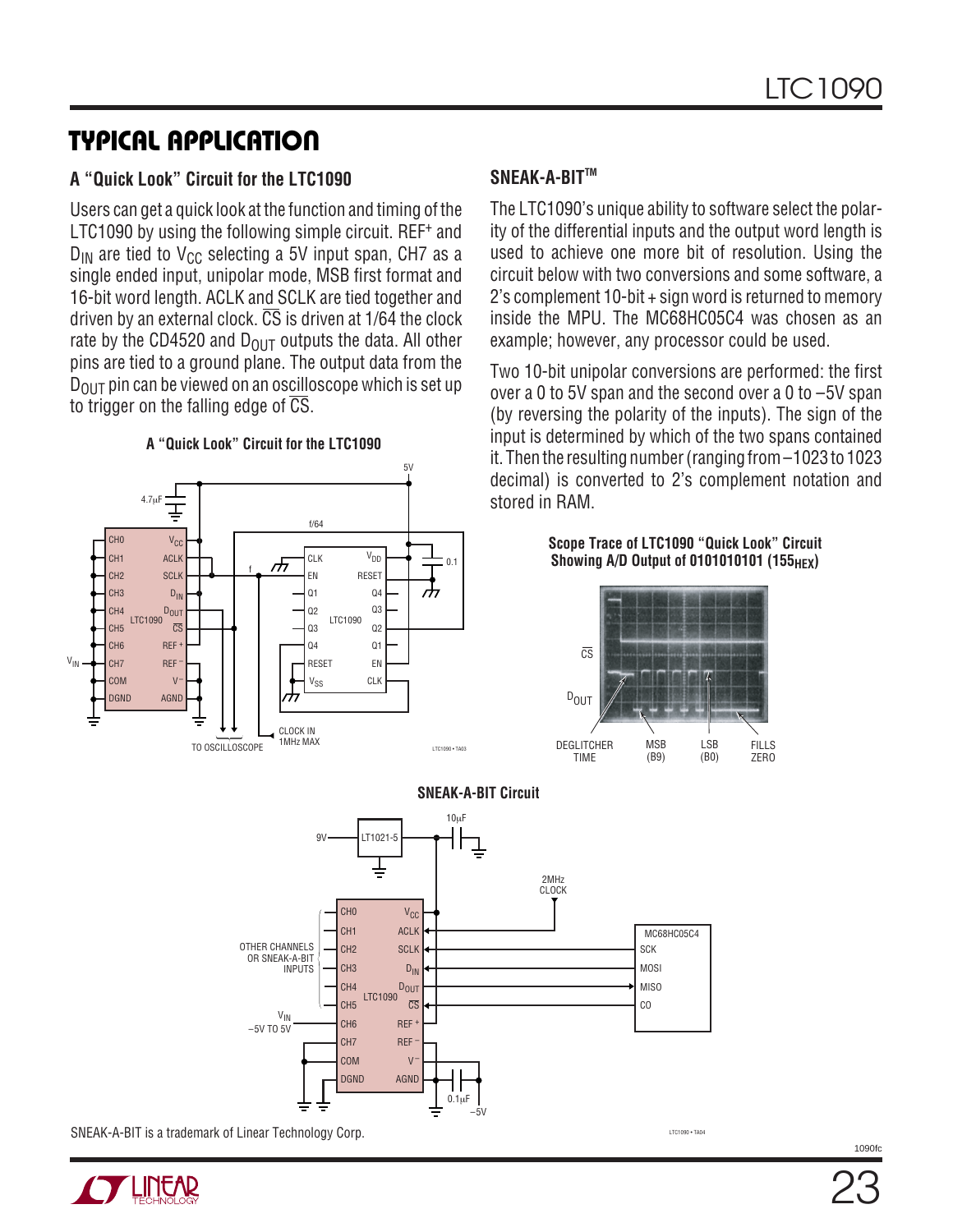## TYPICAL APPLICATION

### A "Quick Look" Circuit for the LTC1090

Users can get a quick look at the function and timing of the LTC1090 by using the following simple circuit. REF+ and $D_{IN}$ are tied to $V_{CC}$ selecting a 5V input span, CH7 as a single ended input, unipolar mode, MSB first format and 16-bit word length. ACLK and SCLK are tied together and driven by an external clock. $\overline{CS}$ is driven at 1/64 the clock rate by the CD4520 and $D_{OUT}$ outputs the data. All other pins are tied to a ground plane. The output data from the $D_{OUT}$ pin can be viewed on an oscilloscope which is set up to trigger on the falling edge of $\overline{CS}$.

A "Quick Look" Circuit for the LTC1090

### SNEAK-A-BIT™

The LTC1090's unique ability to software select the polarity of the differential inputs and the output word length is used to achieve one more bit of resolution. Using the circuit below with two conversions and some software, a 2's complement 10-bit + sign word is returned to memory inside the MPU. The MC68HC05C4 was chosen as an example; however, any processor could be used.

Two 10-bit unipolar conversions are performed: the first over a 0 to 5V span and the second over a 0 to –5V span (by reversing the polarity of the inputs). The sign of the input is determined by which of the two spans contained it. Then the resulting number (ranging from –1023 to 1023 decimal) is converted to 2's complement notation and stored in RAM.

Scope Trace of LTC1090 "Quick Look" Circuit Showing A/D Output of 0101010101 ($155_{HEX}$)

SNEAK-A-BIT Circuit

SNEAK-A-BIT is a trademark of Linear Technology Corp.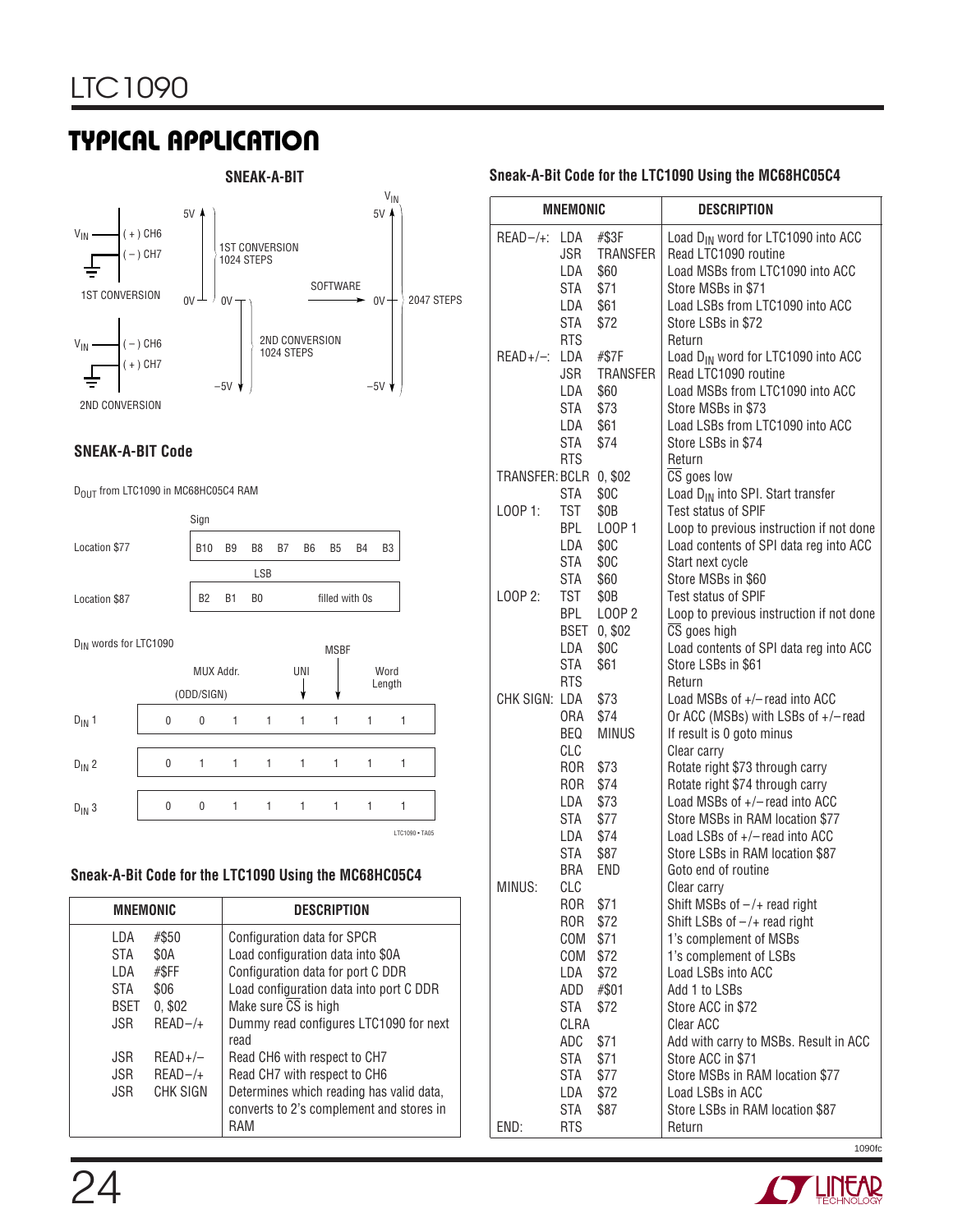## TYPICAL APPLICATION

### SNEAK-A-BIT

1ST CONVERSION: $V_{IN}$ → (+) CH6, (–) CH7 — 5V to 0V, 1ST CONVERSION 1024 STEPS

2ND CONVERSION: $V_{IN}$ → (–) CH6, (+) CH7 — 0V to –5V, 2ND CONVERSION 1024 STEPS

SOFTWARE → $V_{IN}$: 5V to –5V, 2047 STEPS

### SNEAK-A-BIT Code

$D_{OUT}$ from LTC1090 in MC68HC05C4 RAM

| | Sign | | | | | | | |
|---|---|---|---|---|---|---|---|---|
| Location $77 | B10 | B9 | B8 | B7 | B6 | B5 | B4 | B3 |
| | | | LSB | | | | | |
| Location $87 | B2 | B1 | B0 | filled with 0s | | | | |

$D_{IN}$ words for LTC1090

| | MUX Addr. (ODD/SIGN) | | | | UNI | MSBF | Word Length | |
|---|---|---|---|---|---|---|---|---|
| $D_{IN}$ 1 | 0 | 0 | 1 | 1 | 1 | 1 | 1 | 1 |
| $D_{IN}$ 2 | 0 | 1 | 1 | 1 | 1 | 1 | 1 | 1 |
| $D_{IN}$ 3 | 0 | 0 | 1 | 1 | 1 | 1 | 1 | 1 |

LTC1090 • TA05

### Sneak-A-Bit Code for the LTC1090 Using the MC68HC05C4

| MNEMONIC | | DESCRIPTION |
|---|---|---|
| LDA | #$50 | Configuration data for SPCR |
| STA | $0A | Load configuration data into $0A |
| LDA | #$FF | Configuration data for port C DDR |
| STA | $06 | Load configuration data into port C DDR |
| BSET | 0, $02 | Make sure $\overline{CS}$ is high |
| JSR | READ–/+ | Dummy read configures LTC1090 for next read |
| JSR | READ+/– | Read CH6 with respect to CH7 |
| JSR | READ–/+ | Read CH7 with respect to CH6 |
| JSR | CHK SIGN | Determines which reading has valid data, converts to 2's complement and stores in RAM |

### Sneak-A-Bit Code for the LTC1090 Using the MC68HC05C4

| MNEMONIC | | | DESCRIPTION |
|---|---|---|---|
| READ–/+: | LDA | #$3F | Load $D_{IN}$ word for LTC1090 into ACC |
| | JSR | TRANSFER | Read LTC1090 routine |
| | LDA | $60 | Load MSBs from LTC1090 into ACC |
| | STA | $71 | Store MSBs in $71 |
| | LDA | $61 | Load LSBs from LTC1090 into ACC |
| | STA | $72 | Store LSBs in $72 |
| | RTS | | Return |
| READ+/–: | LDA | #$7F | Load $D_{IN}$ word for LTC1090 into ACC |
| | JSR | TRANSFER | Read LTC1090 routine |
| | LDA | $60 | Load MSBs from LTC1090 into ACC |
| | STA | $73 | Store MSBs in $73 |
| | LDA | $61 | Load LSBs from LTC1090 into ACC |
| | STA | $74 | Store LSBs in $74 |
| | RTS | | Return |
| TRANSFER: | BCLR | 0, $02 | $\overline{CS}$ goes low |
| | STA | $0C | Load $D_{IN}$ into SPI. Start transfer |
| LOOP 1: | TST | $0B | Test status of SPIF |
| | BPL | LOOP 1 | Loop to previous instruction if not done |
| | LDA | $0C | Load contents of SPI data reg into ACC |
| | STA | $0C | Start next cycle |
| | STA | $60 | Store MSBs in $60 |
| LOOP 2: | TST | $0B | Test status of SPIF |
| | BPL | LOOP 2 | Loop to previous instruction if not done |
| | BSET | 0, $02 | $\overline{CS}$ goes high |
| | LDA | $0C | Load contents of SPI data reg into ACC |
| | STA | $61 | Store LSBs in $61 |
| | RTS | | Return |
| CHK SIGN: | LDA | $73 | Load MSBs of +/– read into ACC |
| | ORA | $74 | Or ACC (MSBs) with LSBs of +/– read |
| | BEQ | MINUS | If result is 0 goto minus |
| | CLC | | Clear carry |
| | ROR | $73 | Rotate right $73 through carry |
| | ROR | $74 | Rotate right $74 through carry |
| | LDA | $73 | Load MSBs of +/– read into ACC |
| | STA | $77 | Store MSBs in RAM location $77 |
| | LDA | $74 | Load LSBs of +/– read into ACC |
| | STA | $87 | Store LSBs in RAM location $87 |
| | BRA | END | Goto end of routine |
| MINUS: | CLC | | Clear carry |
| | ROR | $71 | Shift MSBs of –/+ read right |
| | ROR | $72 | Shift LSBs of –/+ read right |
| | COM | $71 | 1's complement of MSBs |
| | COM | $72 | 1's complement of LSBs |
| | LDA | $72 | Load LSBs into ACC |
| | ADD | #$01 | Add 1 to LSBs |
| | STA | $72 | Store ACC in $72 |
| | CLRA | | Clear ACC |
| | ADC | $71 | Add with carry to MSBs. Result in ACC |
| | STA | $71 | Store ACC in $71 |
| | STA | $77 | Store MSBs in RAM location $77 |
| | LDA | $72 | Load LSBs in ACC |
| | STA | $87 | Store LSBs in RAM location $87 |
| END: | RTS | | Return |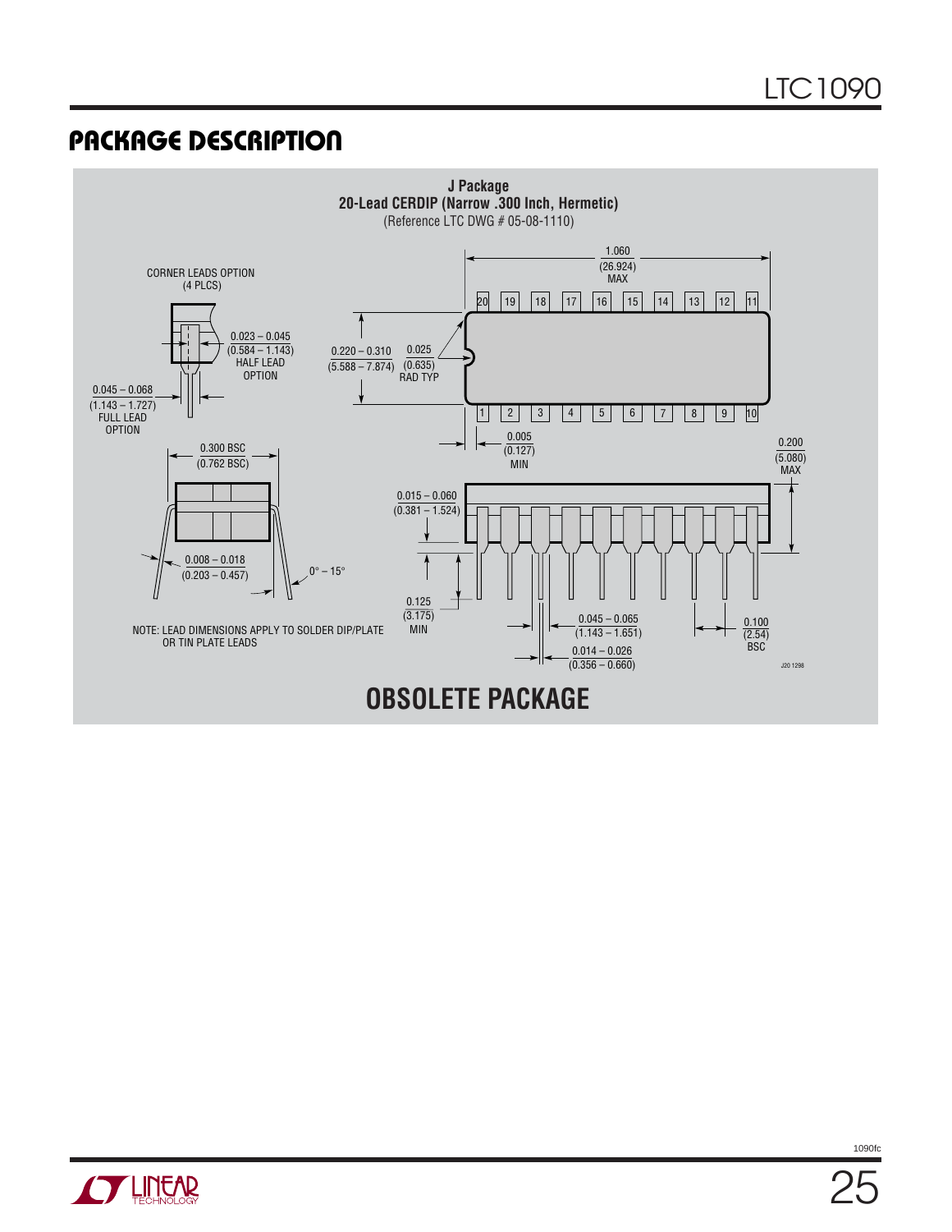## PACKAGE DESCRIPTION

**J Package**
**20-Lead CERDIP (Narrow .300 Inch, Hermetic)**
(Reference LTC DWG # 05-08-1110)

1.060 (26.924) MAX

CORNER LEADS OPTION (4 PLCS)

0.023 – 0.045 (0.584 – 1.143) HALF LEAD OPTION

0.045 – 0.068 (1.143 – 1.727) FULL LEAD OPTION

0.220 – 0.310 (5.588 – 7.874)

0.025 (0.635) RAD TYP

0.005 (0.127) MIN

0.200 (5.080) MAX

0.300 BSC (0.762 BSC)

0.015 – 0.060 (0.381 – 1.524)

0.008 – 0.018 (0.203 – 0.457)

0° – 15°

0.125 (3.175) MIN

0.045 – 0.065 (1.143 – 1.651)

0.100 (2.54) BSC

0.014 – 0.026 (0.356 – 0.660)

NOTE: LEAD DIMENSIONS APPLY TO SOLDER DIP/PLATE OR TIN PLATE LEADS

J20 1298

**OBSOLETE PACKAGE**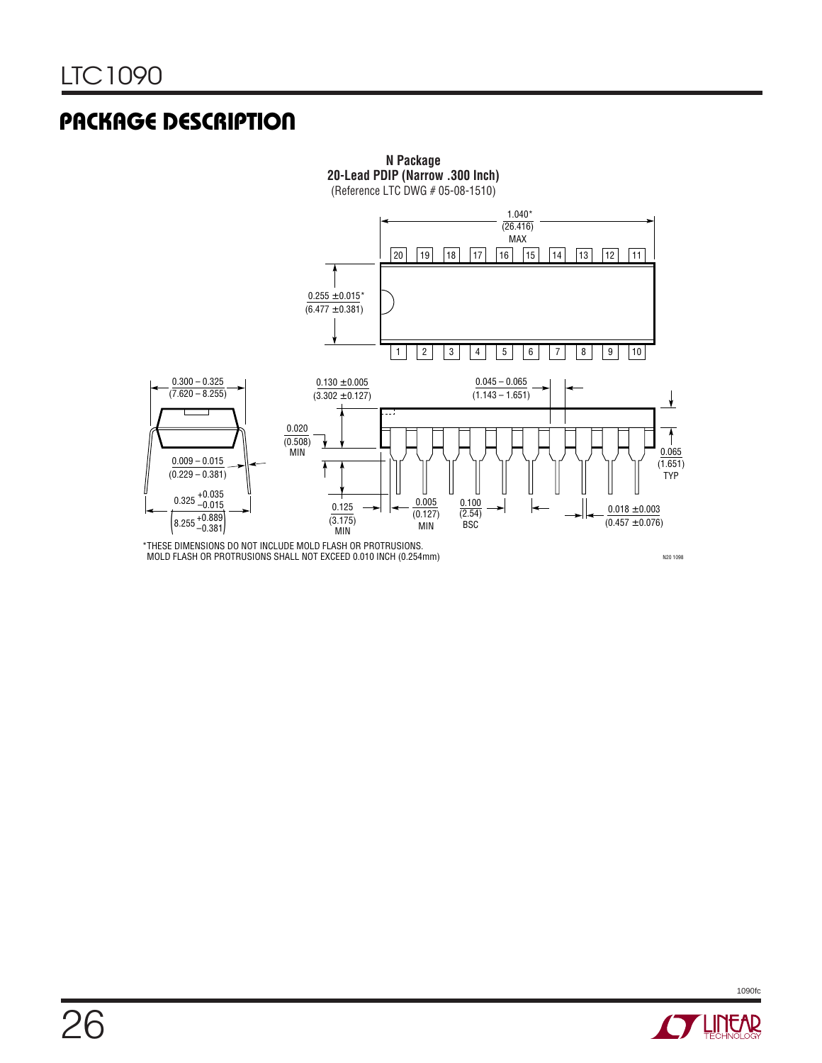## PACKAGE DESCRIPTION

**N Package**
**20-Lead PDIP (Narrow .300 Inch)**
(Reference LTC DWG # 05-08-1510)

1.040*
(26.416)
MAX

20 19 18 17 16 15 14 13 12 11

0.255 ±0.015*
(6.477 ±0.381)

1 2 3 4 5 6 7 8 9 10

0.300 – 0.325
(7.620 – 8.255)

0.130 ±0.005
(3.302 ±0.127)

0.045 – 0.065
(1.143 – 1.651)

0.020
(0.508)
MIN

0.065
(1.651)
TYP

0.009 – 0.015
(0.229 – 0.381)

$0.325 ^{+0.035}_{-0.015}$

$\left(8.255 ^{+0.889}_{-0.381}\right)$

0.125
(3.175)
MIN

0.005
(0.127)
MIN

0.100
(2.54)
BSC

0.018 ±0.003
(0.457 ±0.076)

*THESE DIMENSIONS DO NOT INCLUDE MOLD FLASH OR PROTRUSIONS.
MOLD FLASH OR PROTRUSIONS SHALL NOT EXCEED 0.010 INCH (0.254mm)

N20 1098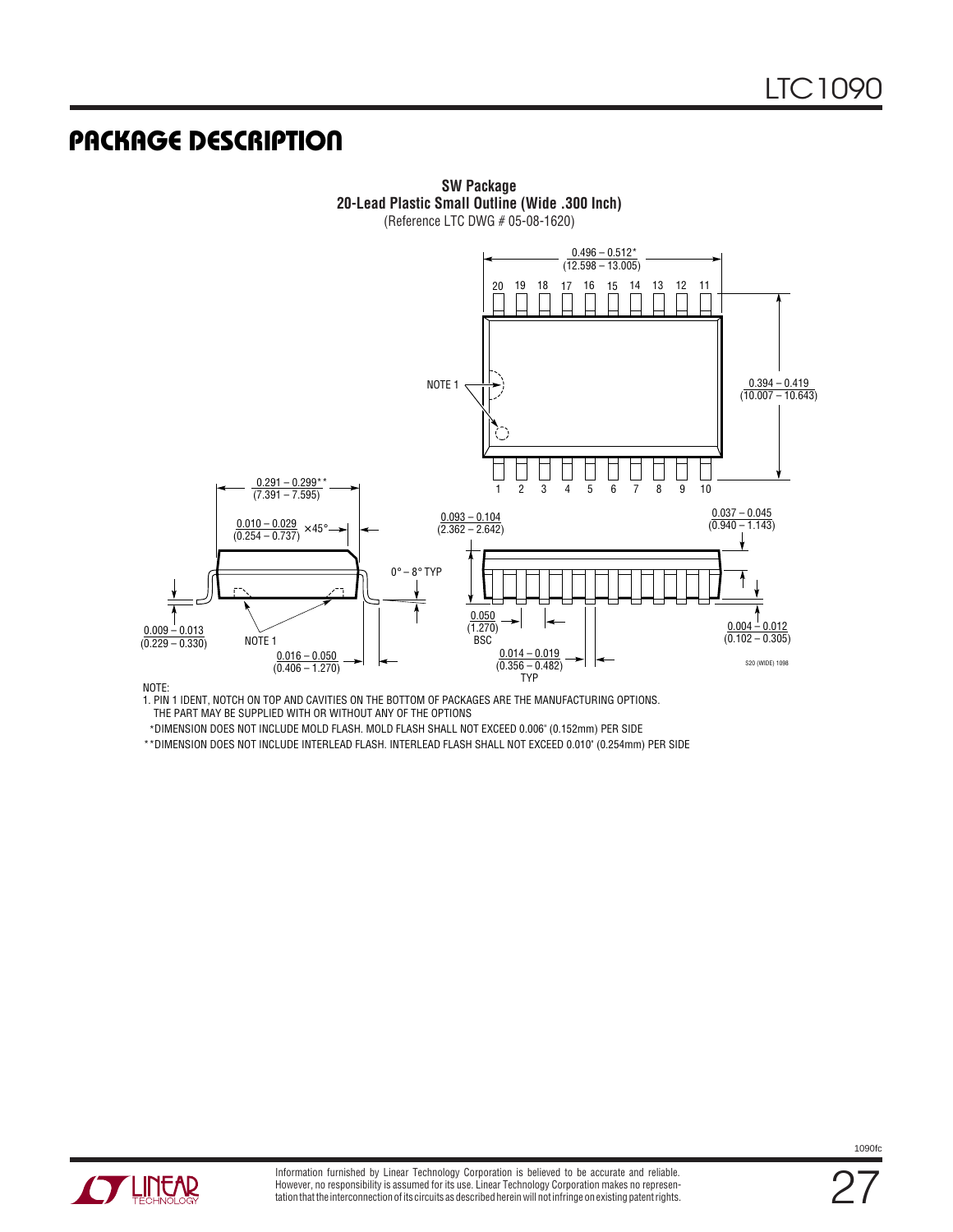## PACKAGE DESCRIPTION

**SW Package**
**20-Lead Plastic Small Outline (Wide .300 Inch)**
(Reference LTC DWG # 05-08-1620)

0.496 – 0.512*
(12.598 – 13.005)

20 19 18 17 16 15 14 13 12 11

NOTE 1

0.394 – 0.419
(10.007 – 10.643)

1 2 3 4 5 6 7 8 9 10

0.291 – 0.299**
(7.391 – 7.595)

0.010 – 0.029
(0.254 – 0.737) ×45°

0.093 – 0.104
(2.362 – 2.642)

0.037 – 0.045
(0.940 – 1.143)

0° – 8° TYP

0.009 – 0.013
(0.229 – 0.330)

NOTE 1

0.016 – 0.050
(0.406 – 1.270)

0.050
(1.270)
BSC

0.014 – 0.019
(0.356 – 0.482)
TYP

0.004 – 0.012
(0.102 – 0.305)

S20 (WIDE) 1098

NOTE:
1. PIN 1 IDENT, NOTCH ON TOP AND CAVITIES ON THE BOTTOM OF PACKAGES ARE THE MANUFACTURING OPTIONS. THE PART MAY BE SUPPLIED WITH OR WITHOUT ANY OF THE OPTIONS

*DIMENSION DOES NOT INCLUDE MOLD FLASH. MOLD FLASH SHALL NOT EXCEED 0.006" (0.152mm) PER SIDE

**DIMENSION DOES NOT INCLUDE INTERLEAD FLASH. INTERLEAD FLASH SHALL NOT EXCEED 0.010" (0.254mm) PER SIDE

Information furnished by Linear Technology Corporation is believed to be accurate and reliable. However, no responsibility is assumed for its use. Linear Technology Corporation makes no representation that the interconnection of its circuits as described herein will not infringe on existing patent rights.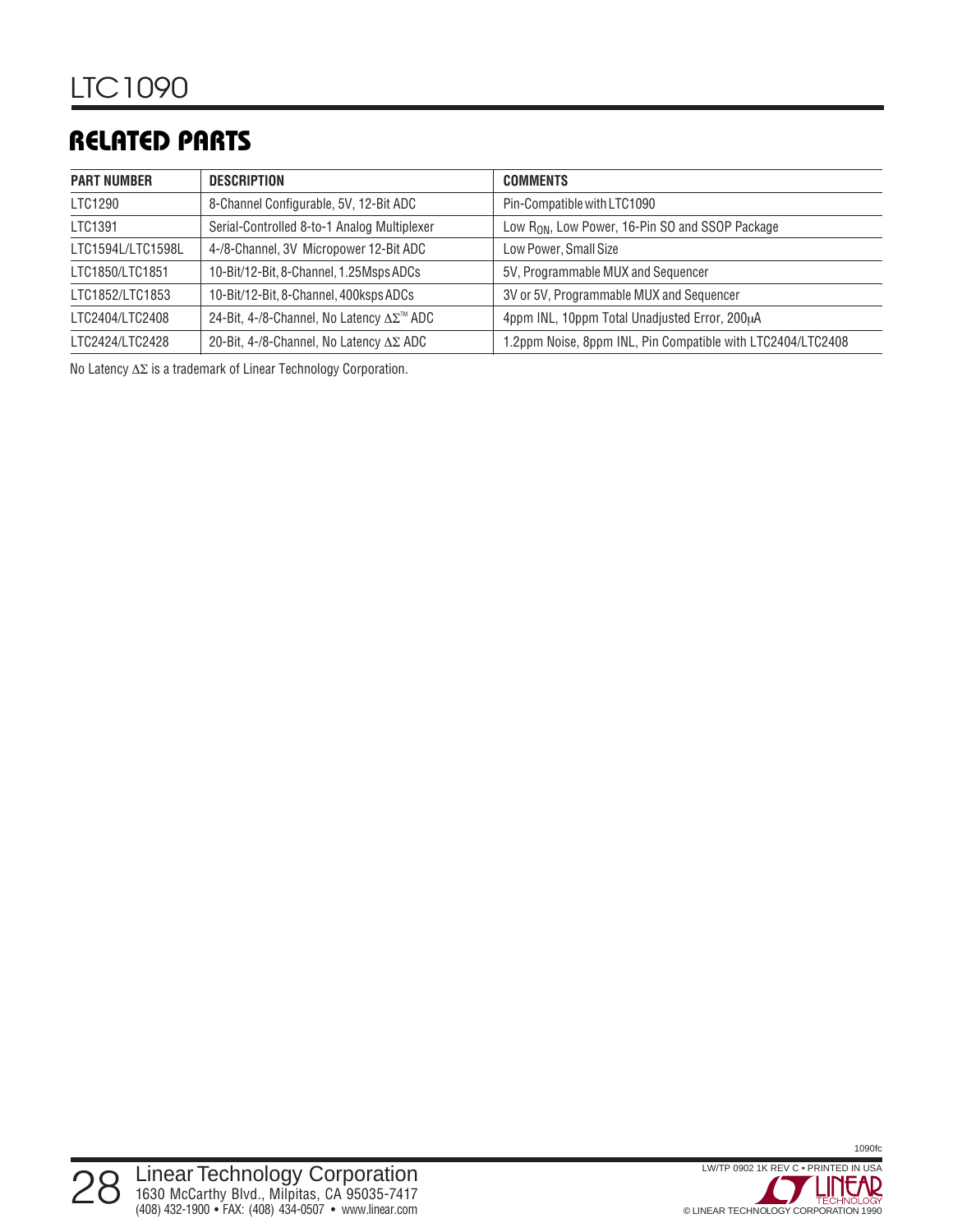## RELATED PARTS

| PART NUMBER | DESCRIPTION | COMMENTS |
|---|---|---|
| LTC1290 | 8-Channel Configurable, 5V, 12-Bit ADC | Pin-Compatible with LTC1090 |
| LTC1391 | Serial-Controlled 8-to-1 Analog Multiplexer | Low $R_{ON}$, Low Power, 16-Pin SO and SSOP Package |
| LTC1594L/LTC1598L | 4-/8-Channel, 3V Micropower 12-Bit ADC | Low Power, Small Size |
| LTC1850/LTC1851 | 10-Bit/12-Bit, 8-Channel, 1.25Msps ADCs | 5V, Programmable MUX and Sequencer |
| LTC1852/LTC1853 | 10-Bit/12-Bit, 8-Channel, 400ksps ADCs | 3V or 5V, Programmable MUX and Sequencer |
| LTC2404/LTC2408 | 24-Bit, 4-/8-Channel, No Latency ΔΣ™ ADC | 4ppm INL, 10ppm Total Unadjusted Error, 200μA |
| LTC2424/LTC2428 | 20-Bit, 4-/8-Channel, No Latency ΔΣ ADC | 1.2ppm Noise, 8ppm INL, Pin Compatible with LTC2404/LTC2408 |

No Latency ΔΣ is a trademark of Linear Technology Corporation.

Linear Technology Corporation
1630 McCarthy Blvd., Milpitas, CA 95035-7417
(408) 432-1900 • FAX: (408) 434-0507 • www.linear.com

1090fc

LW/TP 0902 1K REV C • PRINTED IN USA

© LINEAR TECHNOLOGY CORPORATION 1990